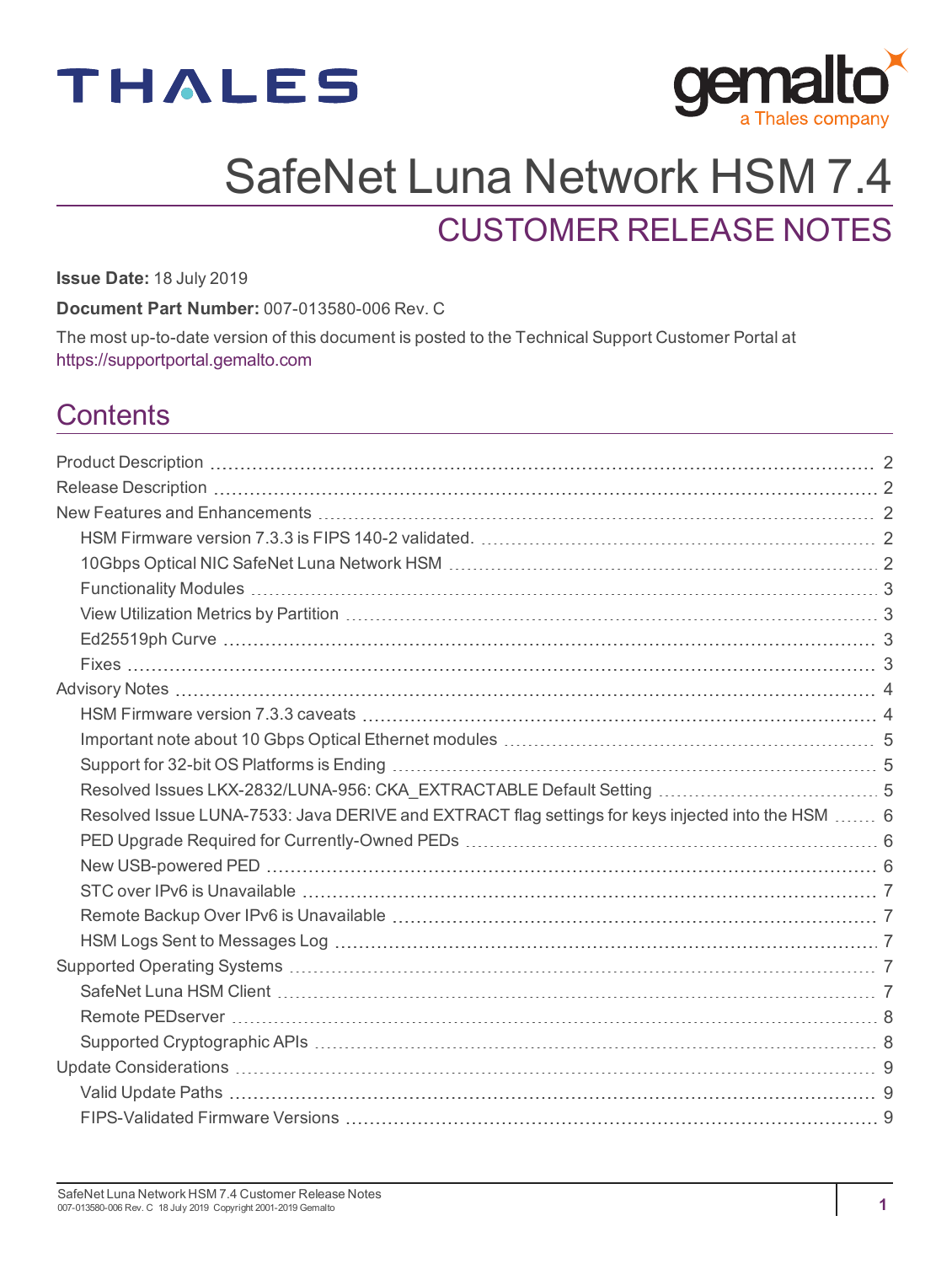# SafeNet Luna Network HSM 7.4

## CUSTOMER RELEASE NOTES

**Issue Date:** 18 July 2019

**Document Part Number:** 007-013580-006 Rev. C

The most up-to-date version of this document is posted to the Technical Support Customer Portal at https://supportportal.gemalto.com

## Contents

- Product Description ... 2
- Release Description ... 2
- New Features and Enhancements ... 2
  - HSM Firmware version 7.3.3 is FIPS 140-2 validated. ... 2
  - 10Gbps Optical NIC SafeNet Luna Network HSM ... 2
  - Functionality Modules ... 3
  - View Utilization Metrics by Partition ... 3
  - Ed25519ph Curve ... 3
  - Fixes ... 3
- Advisory Notes ... 4
  - HSM Firmware version 7.3.3 caveats ... 4
  - Important note about 10 Gbps Optical Ethernet modules ... 5
  - Support for 32-bit OS Platforms is Ending ... 5
  - Resolved Issues LKX-2832/LUNA-956: CKA_EXTRACTABLE Default Setting ... 5
  - Resolved Issue LUNA-7533: Java DERIVE and EXTRACT flag settings for keys injected into the HSM ... 6
  - PED Upgrade Required for Currently-Owned PEDs ... 6
  - New USB-powered PED ... 6
  - STC over IPv6 is Unavailable ... 7
  - Remote Backup Over IPv6 is Unavailable ... 7
  - HSM Logs Sent to Messages Log ... 7
- Supported Operating Systems ... 7
  - SafeNet Luna HSM Client ... 7
  - Remote PEDserver ... 8
  - Supported Cryptographic APIs ... 8
- Update Considerations ... 9
  - Valid Update Paths ... 9
  - FIPS-Validated Firmware Versions ... 9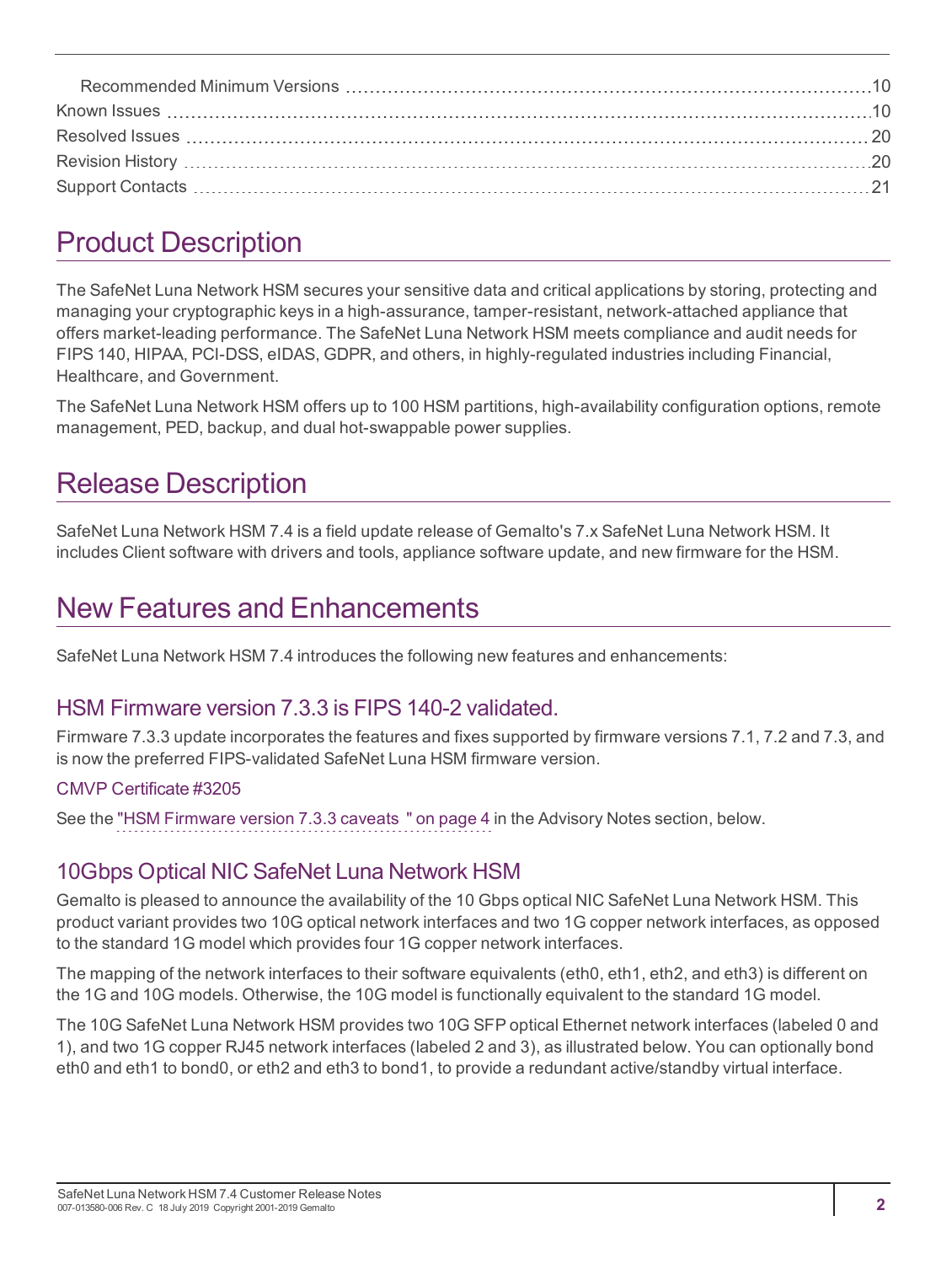Recommended Minimum Versions ..... 10
Known Issues ..... 10
Resolved Issues ..... 20
Revision History ..... 20
Support Contacts ..... 21

# Product Description

The SafeNet Luna Network HSM secures your sensitive data and critical applications by storing, protecting and managing your cryptographic keys in a high-assurance, tamper-resistant, network-attached appliance that offers market-leading performance. The SafeNet Luna Network HSM meets compliance and audit needs for FIPS 140, HIPAA, PCI-DSS, eIDAS, GDPR, and others, in highly-regulated industries including Financial, Healthcare, and Government.

The SafeNet Luna Network HSM offers up to 100 HSM partitions, high-availability configuration options, remote management, PED, backup, and dual hot-swappable power supplies.

# Release Description

SafeNet Luna Network HSM 7.4 is a field update release of Gemalto's 7.x SafeNet Luna Network HSM. It includes Client software with drivers and tools, appliance software update, and new firmware for the HSM.

# New Features and Enhancements

SafeNet Luna Network HSM 7.4 introduces the following new features and enhancements:

## HSM Firmware version 7.3.3 is FIPS 140-2 validated.

Firmware 7.3.3 update incorporates the features and fixes supported by firmware versions 7.1, 7.2 and 7.3, and is now the preferred FIPS-validated SafeNet Luna HSM firmware version.

### CMVP Certificate #3205

See the "HSM Firmware version 7.3.3 caveats " on page 4 in the Advisory Notes section, below.

## 10Gbps Optical NIC SafeNet Luna Network HSM

Gemalto is pleased to announce the availability of the 10 Gbps optical NIC SafeNet Luna Network HSM. This product variant provides two 10G optical network interfaces and two 1G copper network interfaces, as opposed to the standard 1G model which provides four 1G copper network interfaces.

The mapping of the network interfaces to their software equivalents (eth0, eth1, eth2, and eth3) is different on the 1G and 10G models. Otherwise, the 10G model is functionally equivalent to the standard 1G model.

The 10G SafeNet Luna Network HSM provides two 10G SFP optical Ethernet network interfaces (labeled 0 and 1), and two 1G copper RJ45 network interfaces (labeled 2 and 3), as illustrated below. You can optionally bond eth0 and eth1 to bond0, or eth2 and eth3 to bond1, to provide a redundant active/standby virtual interface.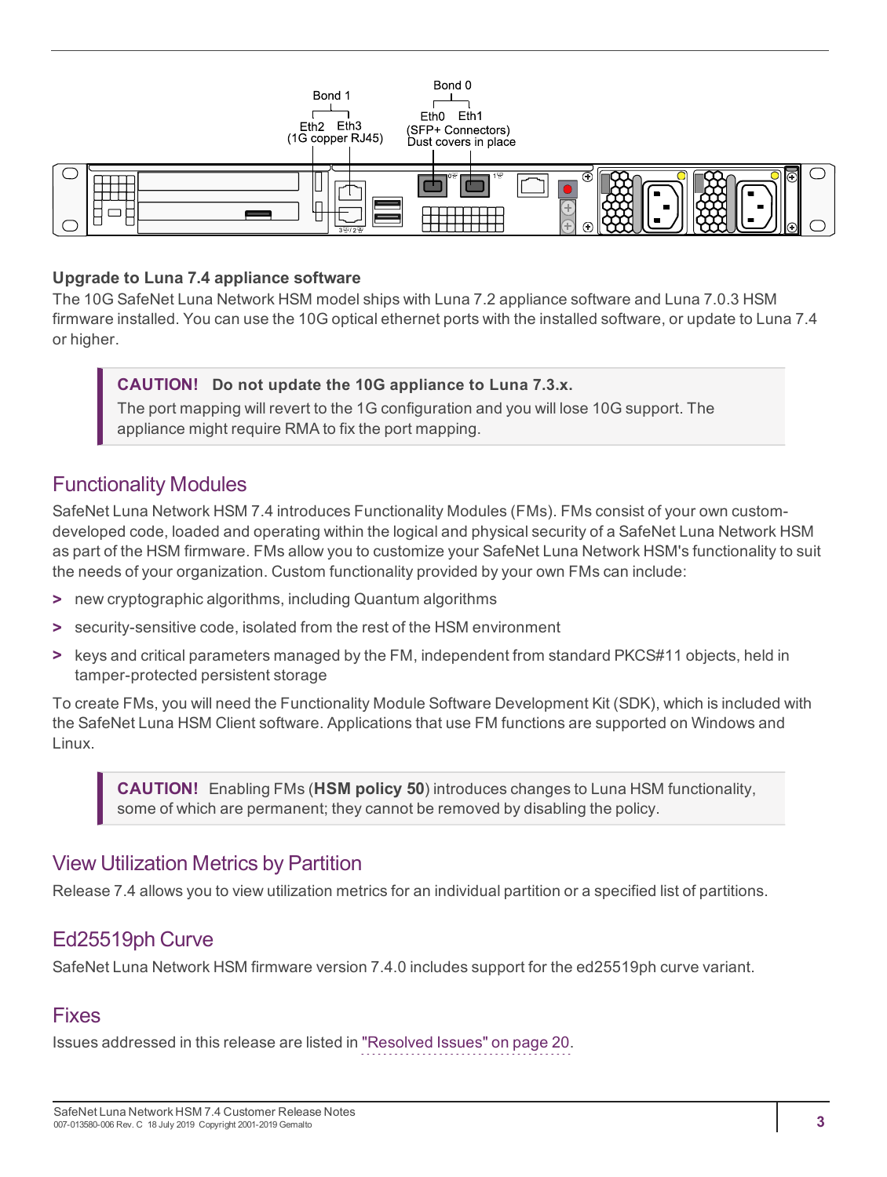Bond 1

Eth2 Eth3
(1G copper RJ45)

Bond 0

Eth0 Eth1
(SFP+ Connectors)
Dust covers in place

**Upgrade to Luna 7.4 appliance software**

The 10G SafeNet Luna Network HSM model ships with Luna 7.2 appliance software and Luna 7.0.3 HSM firmware installed. You can use the 10G optical ethernet ports with the installed software, or update to Luna 7.4 or higher.

> **CAUTION! Do not update the 10G appliance to Luna 7.3.x.**
> The port mapping will revert to the 1G configuration and you will lose 10G support. The appliance might require RMA to fix the port mapping.

## Functionality Modules

SafeNet Luna Network HSM 7.4 introduces Functionality Modules (FMs). FMs consist of your own custom-developed code, loaded and operating within the logical and physical security of a SafeNet Luna Network HSM as part of the HSM firmware. FMs allow you to customize your SafeNet Luna Network HSM's functionality to suit the needs of your organization. Custom functionality provided by your own FMs can include:

- new cryptographic algorithms, including Quantum algorithms
- security-sensitive code, isolated from the rest of the HSM environment
- keys and critical parameters managed by the FM, independent from standard PKCS#11 objects, held in tamper-protected persistent storage

To create FMs, you will need the Functionality Module Software Development Kit (SDK), which is included with the SafeNet Luna HSM Client software. Applications that use FM functions are supported on Windows and Linux.

> **CAUTION!** Enabling FMs (**HSM policy 50**) introduces changes to Luna HSM functionality, some of which are permanent; they cannot be removed by disabling the policy.

## View Utilization Metrics by Partition

Release 7.4 allows you to view utilization metrics for an individual partition or a specified list of partitions.

## Ed25519ph Curve

SafeNet Luna Network HSM firmware version 7.4.0 includes support for the ed25519ph curve variant.

## Fixes

Issues addressed in this release are listed in "Resolved Issues" on page 20.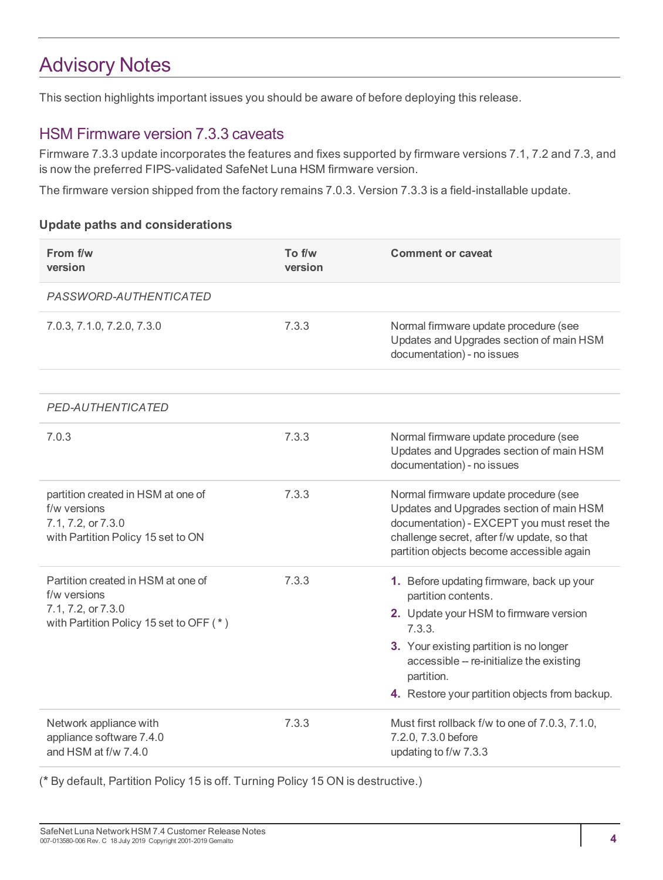# Advisory Notes

This section highlights important issues you should be aware of before deploying this release.

## HSM Firmware version 7.3.3 caveats

Firmware 7.3.3 update incorporates the features and fixes supported by firmware versions 7.1, 7.2 and 7.3, and is now the preferred FIPS-validated SafeNet Luna HSM firmware version.

The firmware version shipped from the factory remains 7.0.3. Version 7.3.3 is a field-installable update.

### Update paths and considerations

| From f/w version | To f/w version | Comment or caveat |
|---|---|---|
| *PASSWORD-AUTHENTICATED* | | |
| 7.0.3, 7.1.0, 7.2.0, 7.3.0 | 7.3.3 | Normal firmware update procedure (see Updates and Upgrades section of main HSM documentation) - no issues |
| | | |
| *PED-AUTHENTICATED* | | |
| 7.0.3 | 7.3.3 | Normal firmware update procedure (see Updates and Upgrades section of main HSM documentation) - no issues |
| partition created in HSM at one of f/w versions 7.1, 7.2, or 7.3.0 with Partition Policy 15 set to ON | 7.3.3 | Normal firmware update procedure (see Updates and Upgrades section of main HSM documentation) - EXCEPT you must reset the challenge secret, after f/w update, so that partition objects become accessible again |
| Partition created in HSM at one of f/w versions 7.1, 7.2, or 7.3.0 with Partition Policy 15 set to OFF ( * ) | 7.3.3 | **1.** Before updating firmware, back up your partition contents. **2.** Update your HSM to firmware version 7.3.3. **3.** Your existing partition is no longer accessible -- re-initialize the existing partition. **4.** Restore your partition objects from backup. |
| Network appliance with appliance software 7.4.0 and HSM at f/w 7.4.0 | 7.3.3 | Must first rollback f/w to one of 7.0.3, 7.1.0, 7.2.0, 7.3.0 before updating to f/w 7.3.3 |

(***** By default, Partition Policy 15 is off. Turning Policy 15 ON is destructive.)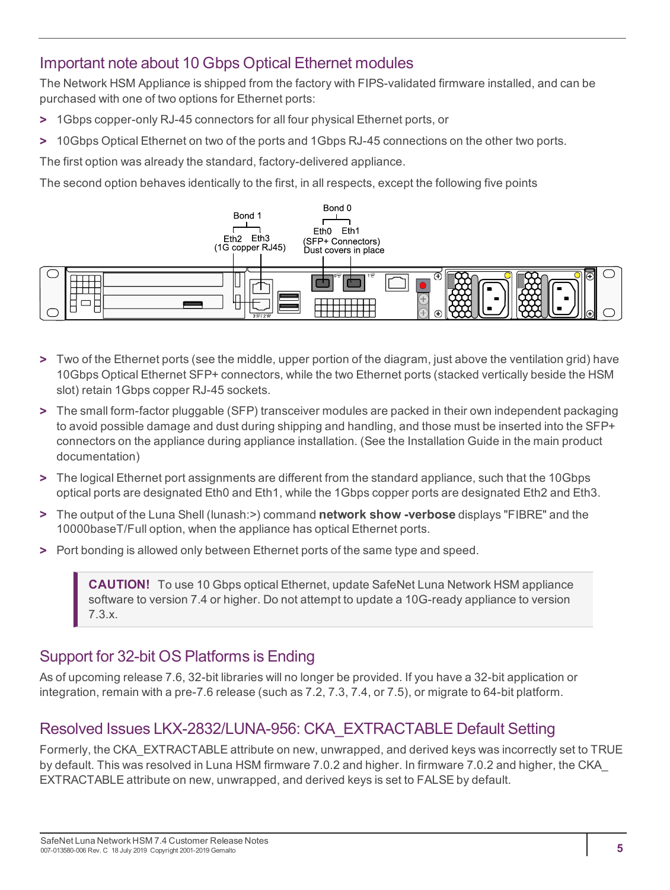## Important note about 10 Gbps Optical Ethernet modules

The Network HSM Appliance is shipped from the factory with FIPS-validated firmware installed, and can be purchased with one of two options for Ethernet ports:

- 1Gbps copper-only RJ-45 connectors for all four physical Ethernet ports, or
- 10Gbps Optical Ethernet on two of the ports and 1Gbps RJ-45 connections on the other two ports.

The first option was already the standard, factory-delivered appliance.

The second option behaves identically to the first, in all respects, except the following five points

- Two of the Ethernet ports (see the middle, upper portion of the diagram, just above the ventilation grid) have 10Gbps Optical Ethernet SFP+ connectors, while the two Ethernet ports (stacked vertically beside the HSM slot) retain 1Gbps copper RJ-45 sockets.
- The small form-factor pluggable (SFP) transceiver modules are packed in their own independent packaging to avoid possible damage and dust during shipping and handling, and those must be inserted into the SFP+ connectors on the appliance during appliance installation. (See the Installation Guide in the main product documentation)
- The logical Ethernet port assignments are different from the standard appliance, such that the 10Gbps optical ports are designated Eth0 and Eth1, while the 1Gbps copper ports are designated Eth2 and Eth3.
- The output of the Luna Shell (lunash:>) command **network show -verbose** displays "FIBRE" and the 10000baseT/Full option, when the appliance has optical Ethernet ports.
- Port bonding is allowed only between Ethernet ports of the same type and speed.

> **CAUTION!** To use 10 Gbps optical Ethernet, update SafeNet Luna Network HSM appliance software to version 7.4 or higher. Do not attempt to update a 10G-ready appliance to version 7.3.x.

## Support for 32-bit OS Platforms is Ending

As of upcoming release 7.6, 32-bit libraries will no longer be provided. If you have a 32-bit application or integration, remain with a pre-7.6 release (such as 7.2, 7.3, 7.4, or 7.5), or migrate to 64-bit platform.

## Resolved Issues LKX-2832/LUNA-956: CKA_EXTRACTABLE Default Setting

Formerly, the CKA_EXTRACTABLE attribute on new, unwrapped, and derived keys was incorrectly set to TRUE by default. This was resolved in Luna HSM firmware 7.0.2 and higher. In firmware 7.0.2 and higher, the CKA_EXTRACTABLE attribute on new, unwrapped, and derived keys is set to FALSE by default.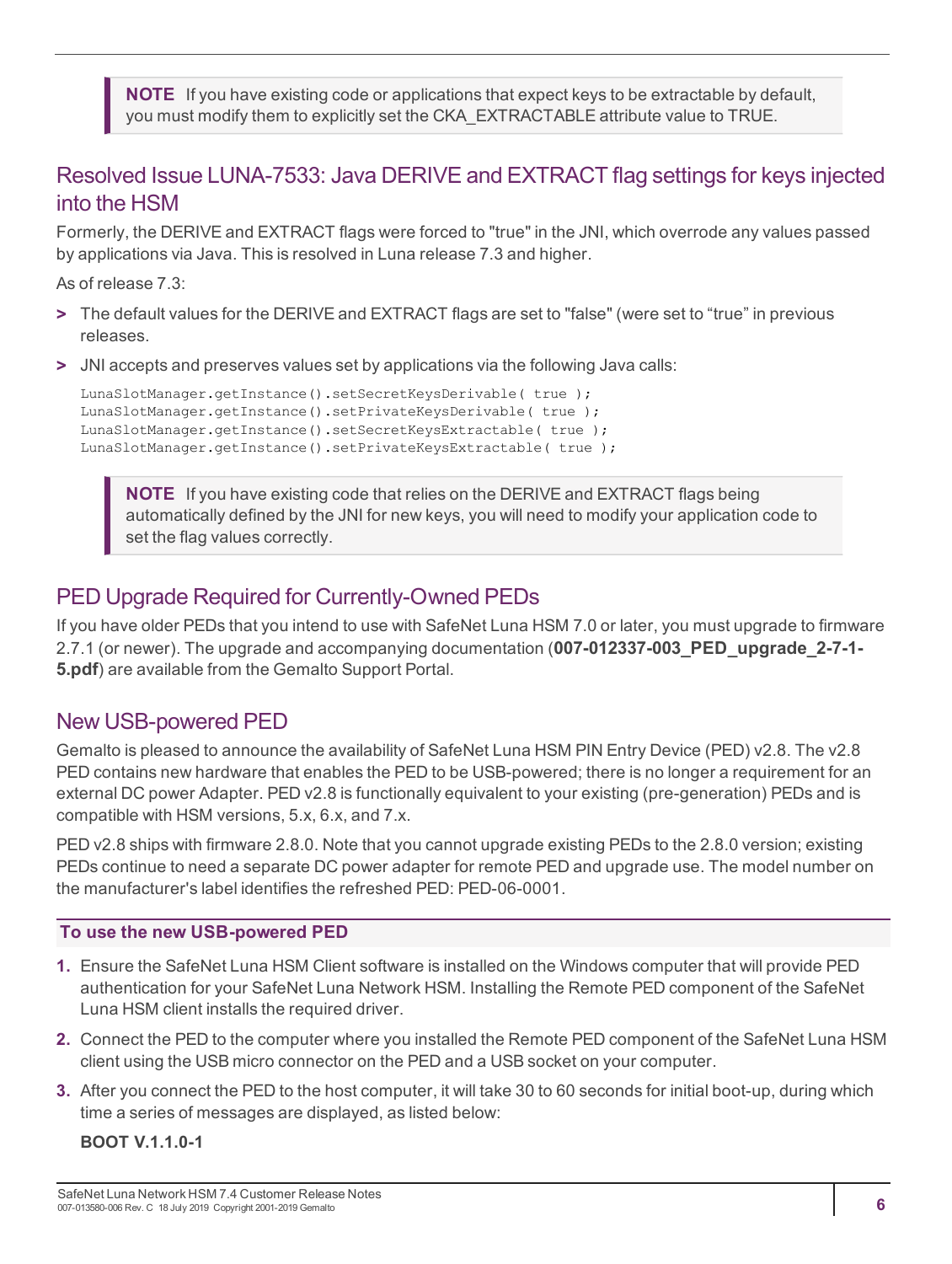> **NOTE** If you have existing code or applications that expect keys to be extractable by default, you must modify them to explicitly set the CKA_EXTRACTABLE attribute value to TRUE.

## Resolved Issue LUNA-7533: Java DERIVE and EXTRACT flag settings for keys injected into the HSM

Formerly, the DERIVE and EXTRACT flags were forced to "true" in the JNI, which overrode any values passed by applications via Java. This is resolved in Luna release 7.3 and higher.

As of release 7.3:

- The default values for the DERIVE and EXTRACT flags are set to "false" (were set to “true” in previous releases.
- JNI accepts and preserves values set by applications via the following Java calls:

```
LunaSlotManager.getInstance().setSecretKeysDerivable( true );
LunaSlotManager.getInstance().setPrivateKeysDerivable( true );
LunaSlotManager.getInstance().setSecretKeysExtractable( true );
LunaSlotManager.getInstance().setPrivateKeysExtractable( true );
```

> **NOTE** If you have existing code that relies on the DERIVE and EXTRACT flags being automatically defined by the JNI for new keys, you will need to modify your application code to set the flag values correctly.

## PED Upgrade Required for Currently-Owned PEDs

If you have older PEDs that you intend to use with SafeNet Luna HSM 7.0 or later, you must upgrade to firmware 2.7.1 (or newer). The upgrade and accompanying documentation (**007-012337-003_PED_upgrade_2-7-1-5.pdf**) are available from the Gemalto Support Portal.

## New USB-powered PED

Gemalto is pleased to announce the availability of SafeNet Luna HSM PIN Entry Device (PED) v2.8. The v2.8 PED contains new hardware that enables the PED to be USB-powered; there is no longer a requirement for an external DC power Adapter. PED v2.8 is functionally equivalent to your existing (pre-generation) PEDs and is compatible with HSM versions, 5.x, 6.x, and 7.x.

PED v2.8 ships with firmware 2.8.0. Note that you cannot upgrade existing PEDs to the 2.8.0 version; existing PEDs continue to need a separate DC power adapter for remote PED and upgrade use. The model number on the manufacturer's label identifies the refreshed PED: PED-06-0001.

#### To use the new USB-powered PED

1. Ensure the SafeNet Luna HSM Client software is installed on the Windows computer that will provide PED authentication for your SafeNet Luna Network HSM. Installing the Remote PED component of the SafeNet Luna HSM client installs the required driver.
2. Connect the PED to the computer where you installed the Remote PED component of the SafeNet Luna HSM client using the USB micro connector on the PED and a USB socket on your computer.
3. After you connect the PED to the host computer, it will take 30 to 60 seconds for initial boot-up, during which time a series of messages are displayed, as listed below:

   **BOOT V.1.1.0-1**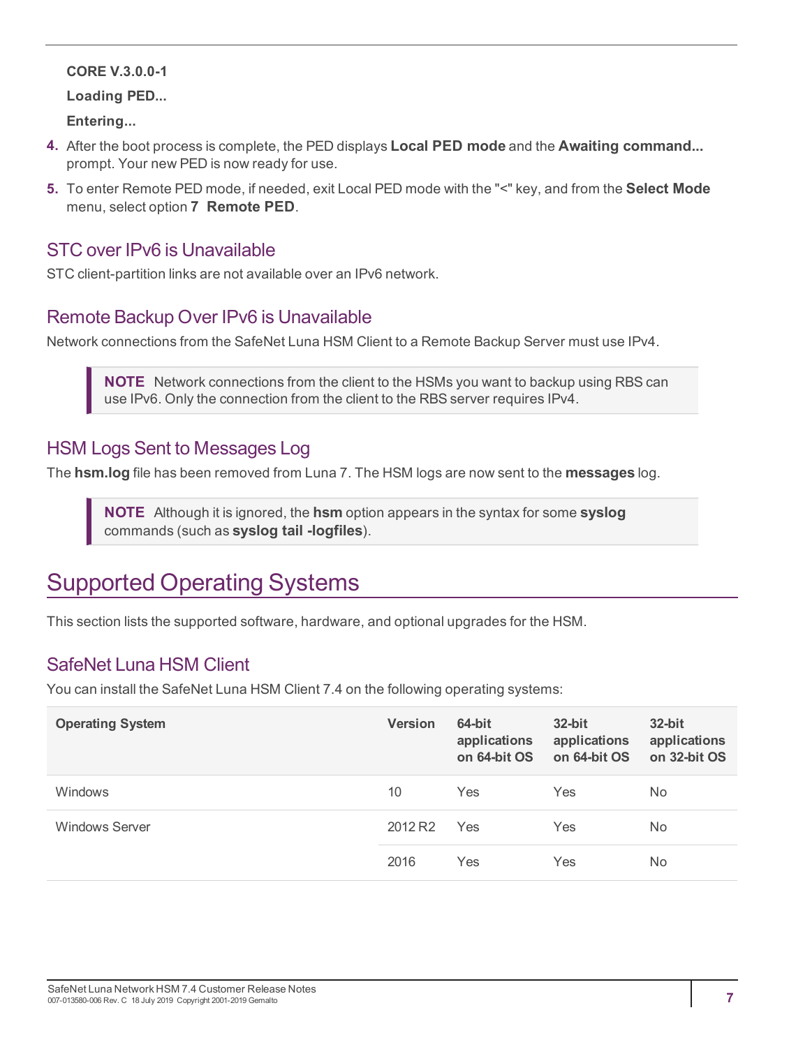**CORE V.3.0.0-1**

**Loading PED...**

**Entering...**

4. After the boot process is complete, the PED displays **Local PED mode** and the **Awaiting command...** prompt. Your new PED is now ready for use.
5. To enter Remote PED mode, if needed, exit Local PED mode with the "<" key, and from the **Select Mode** menu, select option **7 Remote PED**.

## STC over IPv6 is Unavailable

STC client-partition links are not available over an IPv6 network.

## Remote Backup Over IPv6 is Unavailable

Network connections from the SafeNet Luna HSM Client to a Remote Backup Server must use IPv4.

> **NOTE** Network connections from the client to the HSMs you want to backup using RBS can use IPv6. Only the connection from the client to the RBS server requires IPv4.

## HSM Logs Sent to Messages Log

The **hsm.log** file has been removed from Luna 7. The HSM logs are now sent to the **messages** log.

> **NOTE** Although it is ignored, the **hsm** option appears in the syntax for some **syslog** commands (such as **syslog tail -logfiles**).

# Supported Operating Systems

This section lists the supported software, hardware, and optional upgrades for the HSM.

## SafeNet Luna HSM Client

You can install the SafeNet Luna HSM Client 7.4 on the following operating systems:

| Operating System | Version | 64-bit applications on 64-bit OS | 32-bit applications on 64-bit OS | 32-bit applications on 32-bit OS |
|---|---|---|---|---|
| Windows | 10 | Yes | Yes | No |
| Windows Server | 2012 R2 | Yes | Yes | No |
| | 2016 | Yes | Yes | No |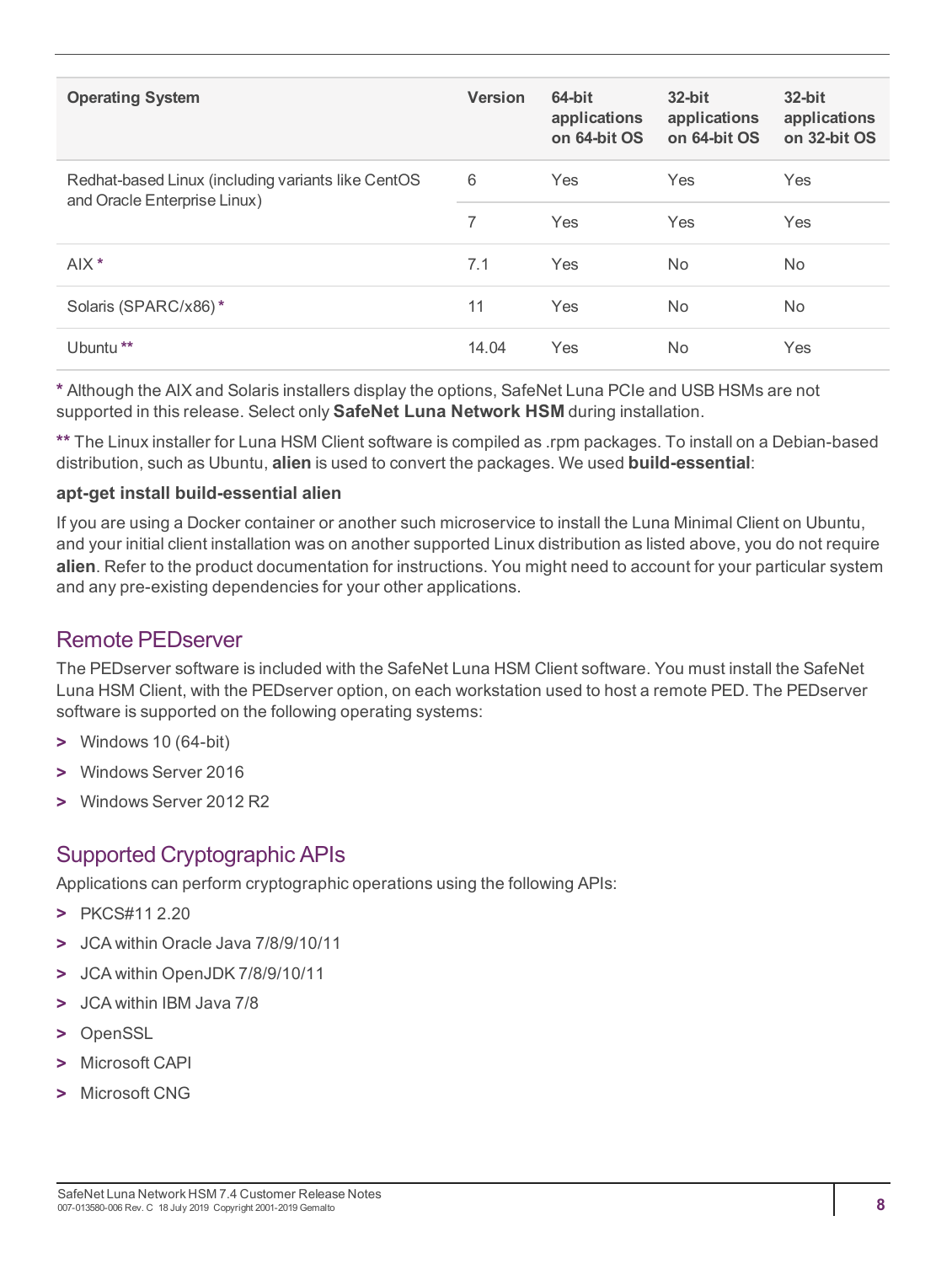| Operating System | Version | 64-bit applications on 64-bit OS | 32-bit applications on 64-bit OS | 32-bit applications on 32-bit OS |
|---|---|---|---|---|
| Redhat-based Linux (including variants like CentOS and Oracle Enterprise Linux) | 6 | Yes | Yes | Yes |
| | 7 | Yes | Yes | Yes |
| AIX * | 7.1 | Yes | No | No |
| Solaris (SPARC/x86) * | 11 | Yes | No | No |
| Ubuntu ** | 14.04 | Yes | No | Yes |

* Although the AIX and Solaris installers display the options, SafeNet Luna PCIe and USB HSMs are not supported in this release. Select only **SafeNet Luna Network HSM** during installation.

** The Linux installer for Luna HSM Client software is compiled as .rpm packages. To install on a Debian-based distribution, such as Ubuntu, **alien** is used to convert the packages. We used **build-essential**:

**apt-get install build-essential alien**

If you are using a Docker container or another such microservice to install the Luna Minimal Client on Ubuntu, and your initial client installation was on another supported Linux distribution as listed above, you do not require **alien**. Refer to the product documentation for instructions. You might need to account for your particular system and any pre-existing dependencies for your other applications.

## Remote PEDserver

The PEDserver software is included with the SafeNet Luna HSM Client software. You must install the SafeNet Luna HSM Client, with the PEDserver option, on each workstation used to host a remote PED. The PEDserver software is supported on the following operating systems:

- Windows 10 (64-bit)
- Windows Server 2016
- Windows Server 2012 R2

## Supported Cryptographic APIs

Applications can perform cryptographic operations using the following APIs:

- PKCS#11 2.20
- JCA within Oracle Java 7/8/9/10/11
- JCA within OpenJDK 7/8/9/10/11
- JCA within IBM Java 7/8
- OpenSSL
- Microsoft CAPI
- Microsoft CNG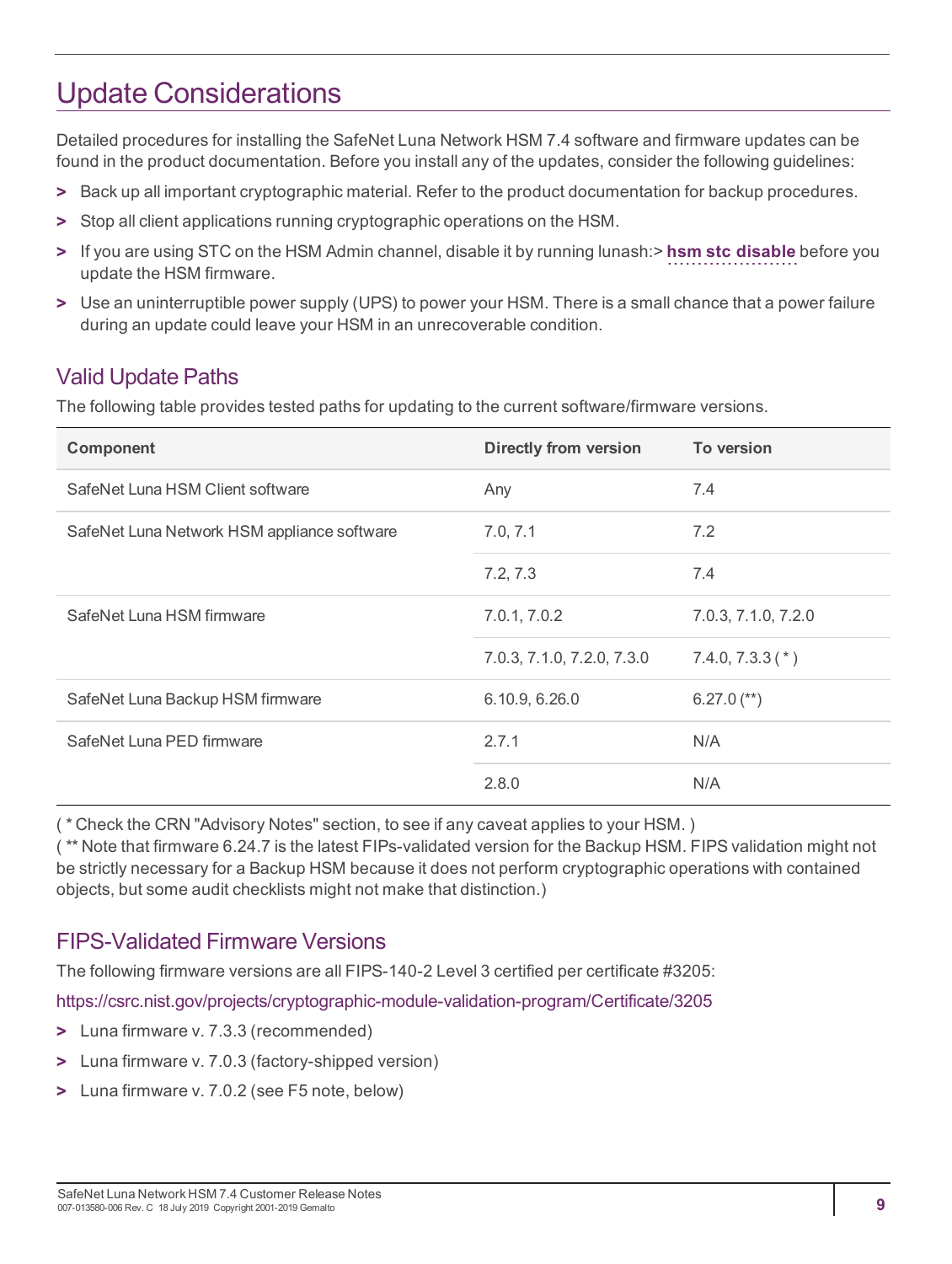# Update Considerations

Detailed procedures for installing the SafeNet Luna Network HSM 7.4 software and firmware updates can be found in the product documentation. Before you install any of the updates, consider the following guidelines:

- Back up all important cryptographic material. Refer to the product documentation for backup procedures.
- Stop all client applications running cryptographic operations on the HSM.
- If you are using STC on the HSM Admin channel, disable it by running lunash:> **hsm stc disable** before you update the HSM firmware.
- Use an uninterruptible power supply (UPS) to power your HSM. There is a small chance that a power failure during an update could leave your HSM in an unrecoverable condition.

## Valid Update Paths

The following table provides tested paths for updating to the current software/firmware versions.

| Component | Directly from version | To version |
| --- | --- | --- |
| SafeNet Luna HSM Client software | Any | 7.4 |
| SafeNet Luna Network HSM appliance software | 7.0, 7.1 | 7.2 |
| | 7.2, 7.3 | 7.4 |
| SafeNet Luna HSM firmware | 7.0.1, 7.0.2 | 7.0.3, 7.1.0, 7.2.0 |
| | 7.0.3, 7.1.0, 7.2.0, 7.3.0 | 7.4.0, 7.3.3 ( * ) |
| SafeNet Luna Backup HSM firmware | 6.10.9, 6.26.0 | 6.27.0 (**) |
| SafeNet Luna PED firmware | 2.7.1 | N/A |
| | 2.8.0 | N/A |

( * Check the CRN "Advisory Notes" section, to see if any caveat applies to your HSM. )
( ** Note that firmware 6.24.7 is the latest FIPs-validated version for the Backup HSM. FIPS validation might not be strictly necessary for a Backup HSM because it does not perform cryptographic operations with contained objects, but some audit checklists might not make that distinction.)

## FIPS-Validated Firmware Versions

The following firmware versions are all FIPS-140-2 Level 3 certified per certificate #3205:

https://csrc.nist.gov/projects/cryptographic-module-validation-program/Certificate/3205

- Luna firmware v. 7.3.3 (recommended)
- Luna firmware v. 7.0.3 (factory-shipped version)
- Luna firmware v. 7.0.2 (see F5 note, below)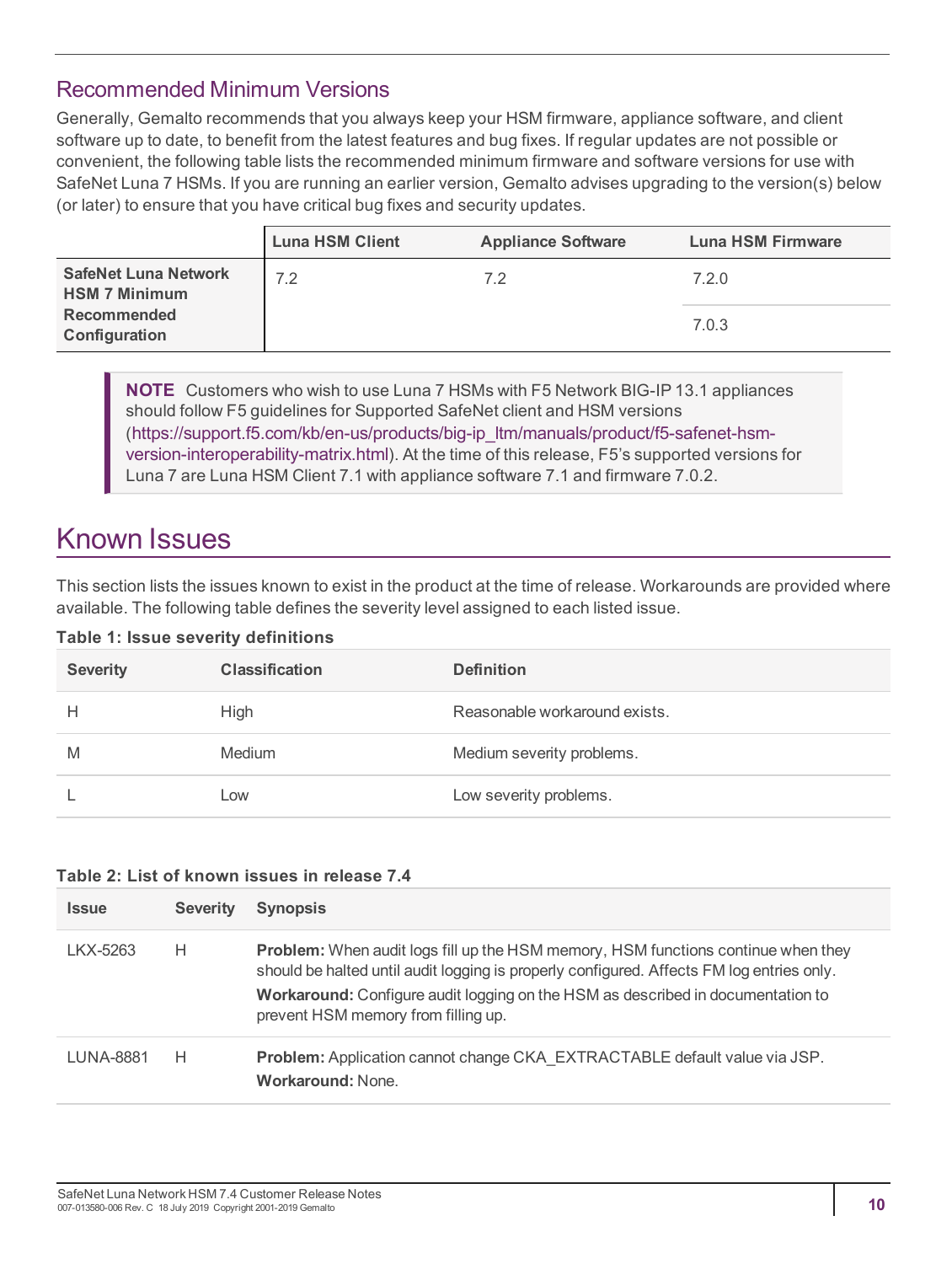## Recommended Minimum Versions

Generally, Gemalto recommends that you always keep your HSM firmware, appliance software, and client software up to date, to benefit from the latest features and bug fixes. If regular updates are not possible or convenient, the following table lists the recommended minimum firmware and software versions for use with SafeNet Luna 7 HSMs. If you are running an earlier version, Gemalto advises upgrading to the version(s) below (or later) to ensure that you have critical bug fixes and security updates.

| | Luna HSM Client | Appliance Software | Luna HSM Firmware |
|---|---|---|---|
| **SafeNet Luna Network HSM 7 Minimum Recommended Configuration** | 7.2 | 7.2 | 7.2.0 |
| | | | 7.0.3 |

> **NOTE** Customers who wish to use Luna 7 HSMs with F5 Network BIG-IP 13.1 appliances should follow F5 guidelines for Supported SafeNet client and HSM versions (https://support.f5.com/kb/en-us/products/big-ip_ltm/manuals/product/f5-safenet-hsm-version-interoperability-matrix.html). At the time of this release, F5's supported versions for Luna 7 are Luna HSM Client 7.1 with appliance software 7.1 and firmware 7.0.2.

# Known Issues

This section lists the issues known to exist in the product at the time of release. Workarounds are provided where available. The following table defines the severity level assigned to each listed issue.

**Table 1: Issue severity definitions**

| Severity | Classification | Definition |
|---|---|---|
| H | High | Reasonable workaround exists. |
| M | Medium | Medium severity problems. |
| L | Low | Low severity problems. |

**Table 2: List of known issues in release 7.4**

| Issue | Severity | Synopsis |
|---|---|---|
| LKX-5263 | H | **Problem:** When audit logs fill up the HSM memory, HSM functions continue when they should be halted until audit logging is properly configured. Affects FM log entries only.<br>**Workaround:** Configure audit logging on the HSM as described in documentation to prevent HSM memory from filling up. |
| LUNA-8881 | H | **Problem:** Application cannot change CKA_EXTRACTABLE default value via JSP.<br>**Workaround:** None. |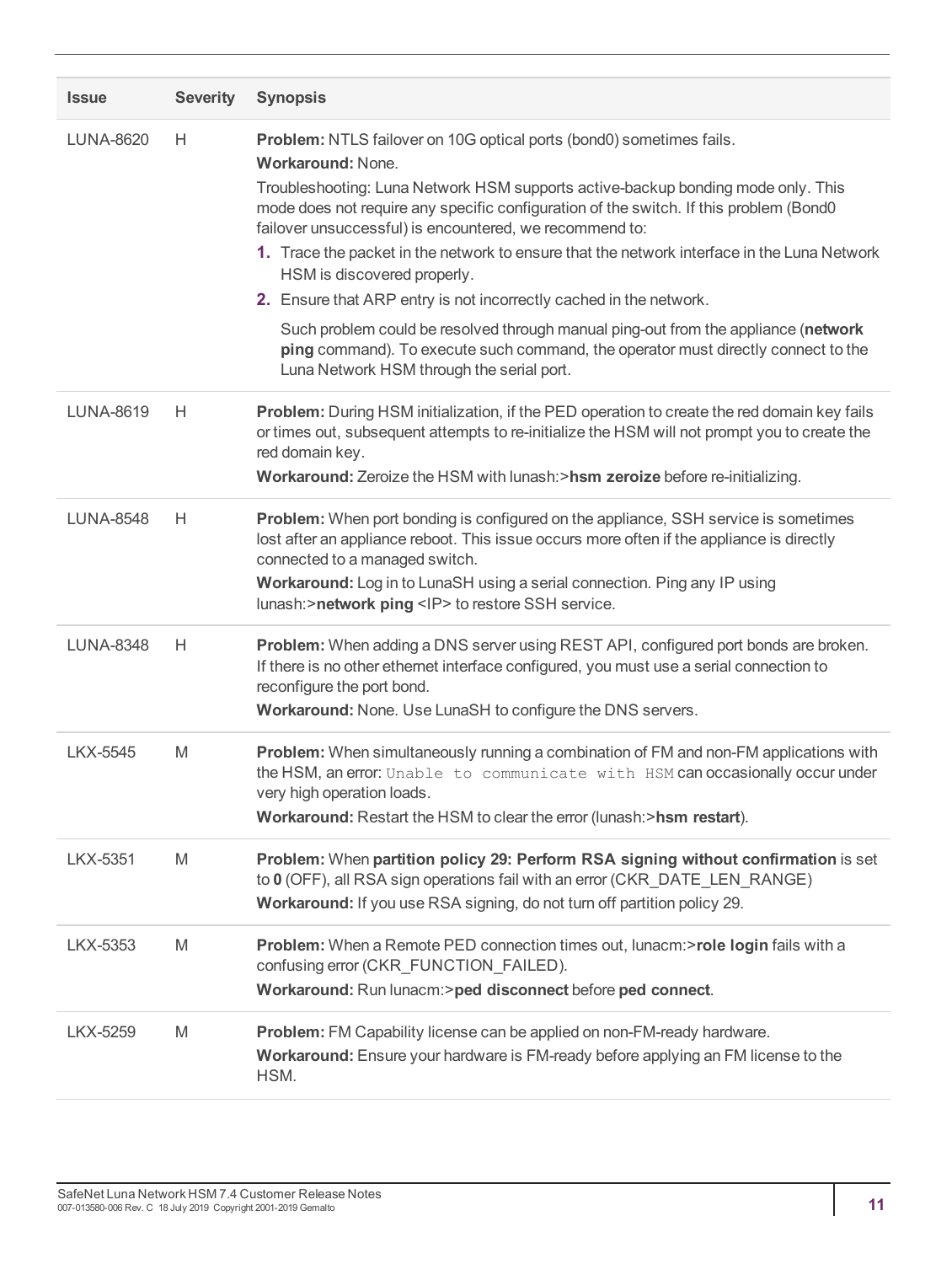| Issue | Severity | Synopsis |
|---|---|---|
| LUNA-8620 | H | **Problem:** NTLS failover on 10G optical ports (bond0) sometimes fails.<br>**Workaround:** None.<br>Troubleshooting: Luna Network HSM supports active-backup bonding mode only. This mode does not require any specific configuration of the switch. If this problem (Bond0 failover unsuccessful) is encountered, we recommend to:<br>1. Trace the packet in the network to ensure that the network interface in the Luna Network HSM is discovered properly.<br>2. Ensure that ARP entry is not incorrectly cached in the network.<br>Such problem could be resolved through manual ping-out from the appliance (**network ping** command). To execute such command, the operator must directly connect to the Luna Network HSM through the serial port. |
| LUNA-8619 | H | **Problem:** During HSM initialization, if the PED operation to create the red domain key fails or times out, subsequent attempts to re-initialize the HSM will not prompt you to create the red domain key.<br>**Workaround:** Zeroize the HSM with lunash:>**hsm zeroize** before re-initializing. |
| LUNA-8548 | H | **Problem:** When port bonding is configured on the appliance, SSH service is sometimes lost after an appliance reboot. This issue occurs more often if the appliance is directly connected to a managed switch.<br>**Workaround:** Log in to LunaSH using a serial connection. Ping any IP using lunash:>**network ping** <IP> to restore SSH service. |
| LUNA-8348 | H | **Problem:** When adding a DNS server using REST API, configured port bonds are broken. If there is no other ethernet interface configured, you must use a serial connection to reconfigure the port bond.<br>**Workaround:** None. Use LunaSH to configure the DNS servers. |
| LKX-5545 | M | **Problem:** When simultaneously running a combination of FM and non-FM applications with the HSM, an error: `Unable to communicate with HSM` can occasionally occur under very high operation loads.<br>**Workaround:** Restart the HSM to clear the error (lunash:>**hsm restart**). |
| LKX-5351 | M | **Problem:** When **partition policy 29: Perform RSA signing without confirmation** is set to **0** (OFF), all RSA sign operations fail with an error (CKR_DATE_LEN_RANGE)<br>**Workaround:** If you use RSA signing, do not turn off partition policy 29. |
| LKX-5353 | M | **Problem:** When a Remote PED connection times out, lunacm:>**role login** fails with a confusing error (CKR_FUNCTION_FAILED).<br>**Workaround:** Run lunacm:>**ped disconnect** before **ped connect**. |
| LKX-5259 | M | **Problem:** FM Capability license can be applied on non-FM-ready hardware.<br>**Workaround:** Ensure your hardware is FM-ready before applying an FM license to the HSM. |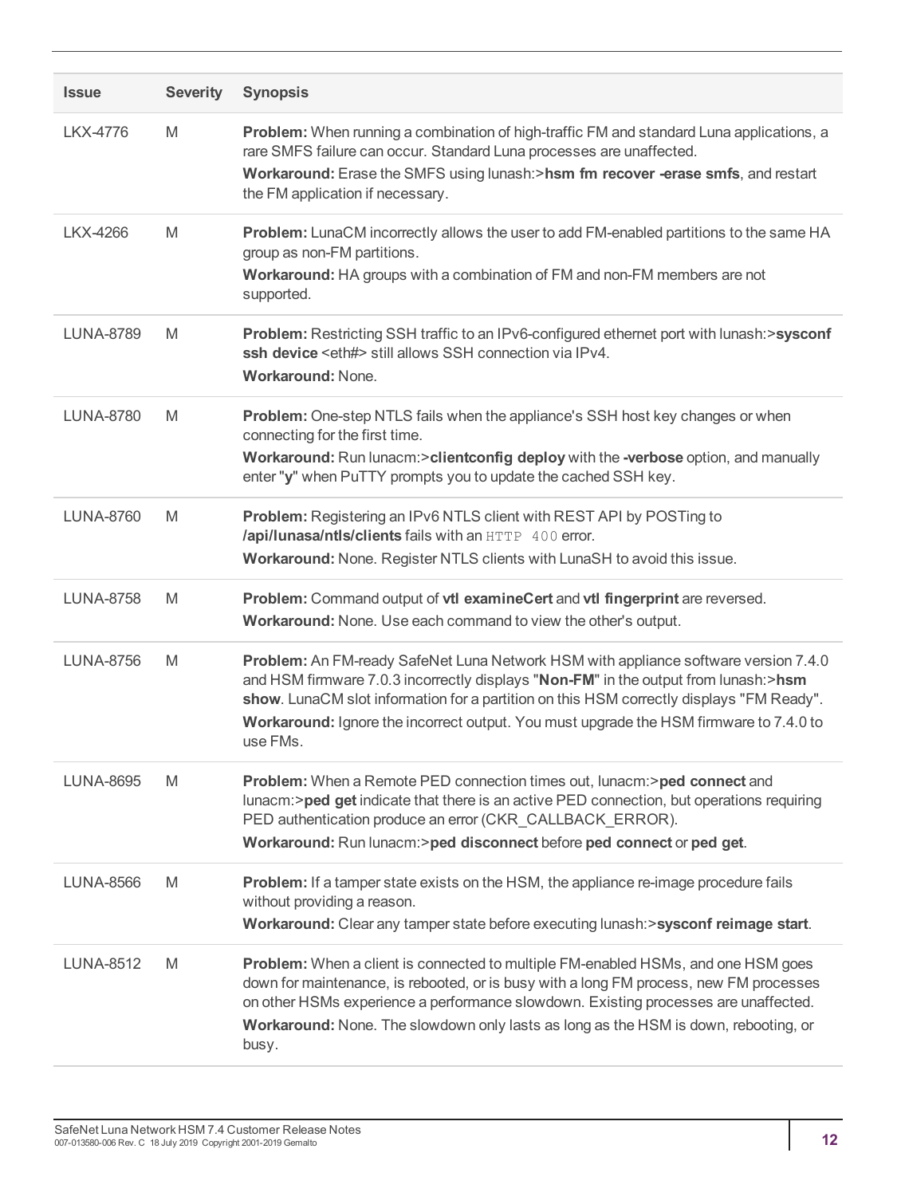| Issue | Severity | Synopsis |
|---|---|---|
| LKX-4776 | M | **Problem:** When running a combination of high-traffic FM and standard Luna applications, a rare SMFS failure can occur. Standard Luna processes are unaffected.<br>**Workaround:** Erase the SMFS using lunash:>**hsm fm recover -erase smfs**, and restart the FM application if necessary. |
| LKX-4266 | M | **Problem:** LunaCM incorrectly allows the user to add FM-enabled partitions to the same HA group as non-FM partitions.<br>**Workaround:** HA groups with a combination of FM and non-FM members are not supported. |
| LUNA-8789 | M | **Problem:** Restricting SSH traffic to an IPv6-configured ethernet port with lunash:>**sysconf ssh device** <eth#> still allows SSH connection via IPv4.<br>**Workaround:** None. |
| LUNA-8780 | M | **Problem:** One-step NTLS fails when the appliance's SSH host key changes or when connecting for the first time.<br>**Workaround:** Run lunacm:>**clientconfig deploy** with the **-verbose** option, and manually enter "**y**" when PuTTY prompts you to update the cached SSH key. |
| LUNA-8760 | M | **Problem:** Registering an IPv6 NTLS client with REST API by POSTing to **/api/lunasa/ntls/clients** fails with an `HTTP 400` error.<br>**Workaround:** None. Register NTLS clients with LunaSH to avoid this issue. |
| LUNA-8758 | M | **Problem:** Command output of **vtl examineCert** and **vtl fingerprint** are reversed.<br>**Workaround:** None. Use each command to view the other's output. |
| LUNA-8756 | M | **Problem:** An FM-ready SafeNet Luna Network HSM with appliance software version 7.4.0 and HSM firmware 7.0.3 incorrectly displays "**Non-FM**" in the output from lunash:>**hsm show**. LunaCM slot information for a partition on this HSM correctly displays "FM Ready".<br>**Workaround:** Ignore the incorrect output. You must upgrade the HSM firmware to 7.4.0 to use FMs. |
| LUNA-8695 | M | **Problem:** When a Remote PED connection times out, lunacm:>**ped connect** and lunacm:>**ped get** indicate that there is an active PED connection, but operations requiring PED authentication produce an error (CKR_CALLBACK_ERROR).<br>**Workaround:** Run lunacm:>**ped disconnect** before **ped connect** or **ped get**. |
| LUNA-8566 | M | **Problem:** If a tamper state exists on the HSM, the appliance re-image procedure fails without providing a reason.<br>**Workaround:** Clear any tamper state before executing lunash:>**sysconf reimage start**. |
| LUNA-8512 | M | **Problem:** When a client is connected to multiple FM-enabled HSMs, and one HSM goes down for maintenance, is rebooted, or is busy with a long FM process, new FM processes on other HSMs experience a performance slowdown. Existing processes are unaffected.<br>**Workaround:** None. The slowdown only lasts as long as the HSM is down, rebooting, or busy. |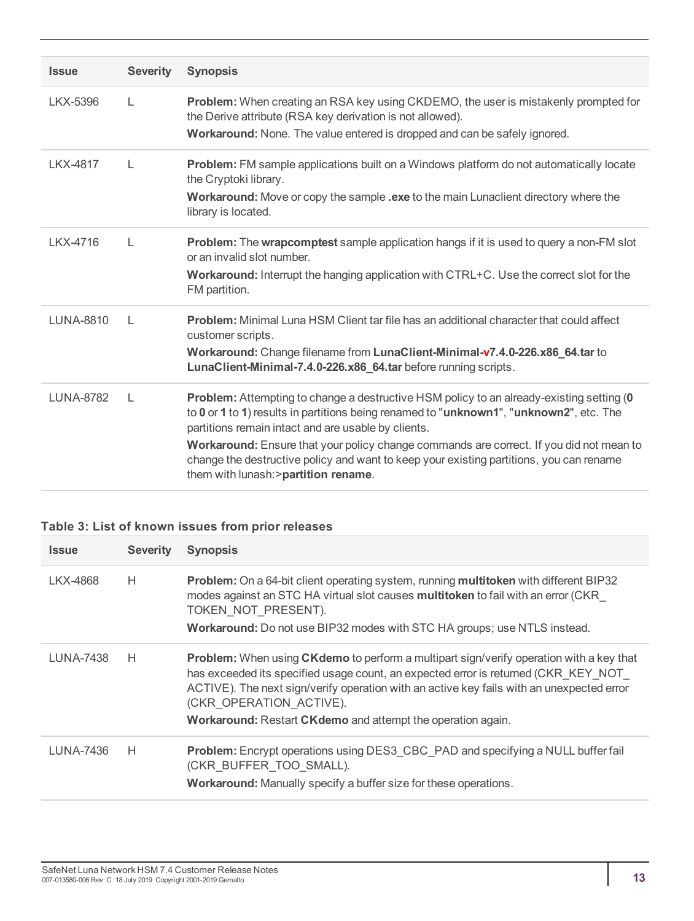| Issue | Severity | Synopsis |
|---|---|---|
| LKX-5396 | L | **Problem:** When creating an RSA key using CKDEMO, the user is mistakenly prompted for the Derive attribute (RSA key derivation is not allowed).<br>**Workaround:** None. The value entered is dropped and can be safely ignored. |
| LKX-4817 | L | **Problem:** FM sample applications built on a Windows platform do not automatically locate the Cryptoki library.<br>**Workaround:** Move or copy the sample **.exe** to the main Lunaclient directory where the library is located. |
| LKX-4716 | L | **Problem:** The **wrapcomptest** sample application hangs if it is used to query a non-FM slot or an invalid slot number.<br>**Workaround:** Interrupt the hanging application with CTRL+C. Use the correct slot for the FM partition. |
| LUNA-8810 | L | **Problem:** Minimal Luna HSM Client tar file has an additional character that could affect customer scripts.<br>**Workaround:** Change filename from **LunaClient-Minimal-v7.4.0-226.x86_64.tar** to **LunaClient-Minimal-7.4.0-226.x86_64.tar** before running scripts. |
| LUNA-8782 | L | **Problem:** Attempting to change a destructive HSM policy to an already-existing setting (**0** to **0** or **1** to **1**) results in partitions being renamed to "**unknown1**", "**unknown2**", etc. The partitions remain intact and are usable by clients.<br>**Workaround:** Ensure that your policy change commands are correct. If you did not mean to change the destructive policy and want to keep your existing partitions, you can rename them with lunash:>**partition rename**. |

**Table 3: List of known issues from prior releases**

| Issue | Severity | Synopsis |
|---|---|---|
| LKX-4868 | H | **Problem:** On a 64-bit client operating system, running **multitoken** with different BIP32 modes against an STC HA virtual slot causes **multitoken** to fail with an error (CKR_TOKEN_NOT_PRESENT).<br>**Workaround:** Do not use BIP32 modes with STC HA groups; use NTLS instead. |
| LUNA-7438 | H | **Problem:** When using **CKdemo** to perform a multipart sign/verify operation with a key that has exceeded its specified usage count, an expected error is returned (CKR_KEY_NOT_ACTIVE). The next sign/verify operation with an active key fails with an unexpected error (CKR_OPERATION_ACTIVE).<br>**Workaround:** Restart **CKdemo** and attempt the operation again. |
| LUNA-7436 | H | **Problem:** Encrypt operations using DES3_CBC_PAD and specifying a NULL buffer fail (CKR_BUFFER_TOO_SMALL).<br>**Workaround:** Manually specify a buffer size for these operations. |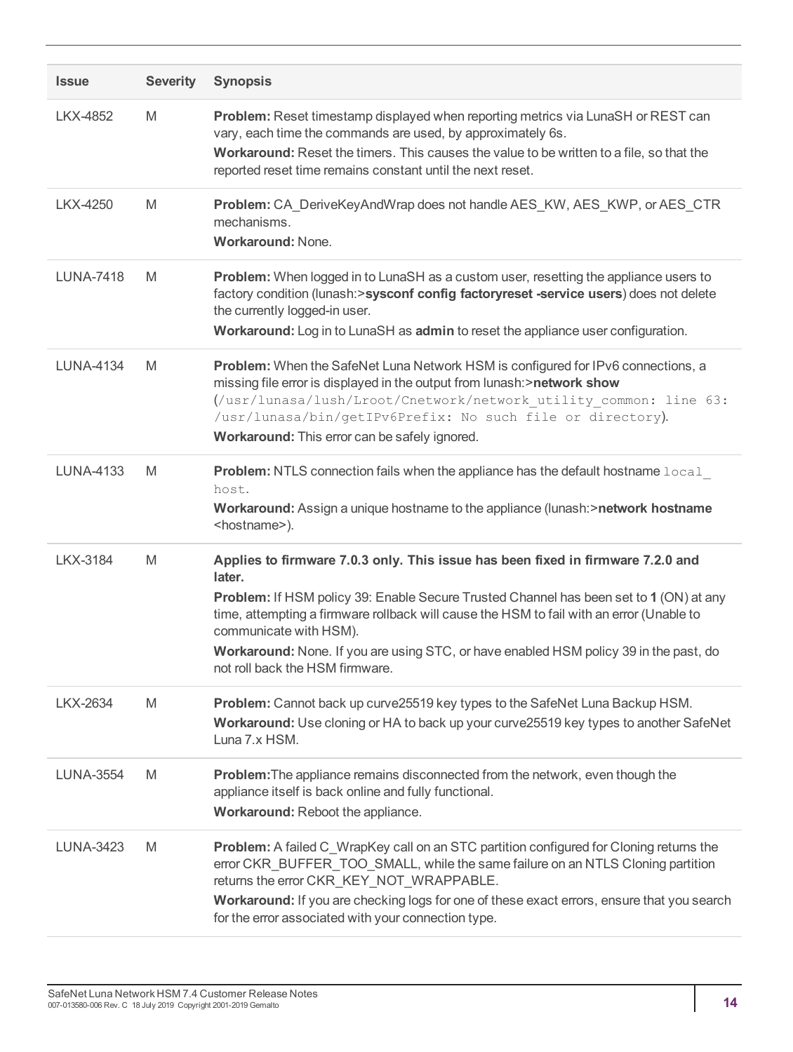| Issue | Severity | Synopsis |
| --- | --- | --- |
| LKX-4852 | M | **Problem:** Reset timestamp displayed when reporting metrics via LunaSH or REST can vary, each time the commands are used, by approximately 6s.<br>**Workaround:** Reset the timers. This causes the value to be written to a file, so that the reported reset time remains constant until the next reset. |
| LKX-4250 | M | **Problem:** CA_DeriveKeyAndWrap does not handle AES_KW, AES_KWP, or AES_CTR mechanisms.<br>**Workaround:** None. |
| LUNA-7418 | M | **Problem:** When logged in to LunaSH as a custom user, resetting the appliance users to factory condition (lunash:>**sysconf config factoryreset -service users**) does not delete the currently logged-in user.<br>**Workaround:** Log in to LunaSH as **admin** to reset the appliance user configuration. |
| LUNA-4134 | M | **Problem:** When the SafeNet Luna Network HSM is configured for IPv6 connections, a missing file error is displayed in the output from lunash:>**network show** (`/usr/lunasa/lush/Lroot/Cnetwork/network_utility_common: line 63: /usr/lunasa/bin/getIPv6Prefix: No such file or directory`).<br>**Workaround:** This error can be safely ignored. |
| LUNA-4133 | M | **Problem:** NTLS connection fails when the appliance has the default hostname `local_host`.<br>**Workaround:** Assign a unique hostname to the appliance (lunash:>**network hostname** <hostname>). |
| LKX-3184 | M | **Applies to firmware 7.0.3 only. This issue has been fixed in firmware 7.2.0 and later.**<br>**Problem:** If HSM policy 39: Enable Secure Trusted Channel has been set to **1** (ON) at any time, attempting a firmware rollback will cause the HSM to fail with an error (Unable to communicate with HSM).<br>**Workaround:** None. If you are using STC, or have enabled HSM policy 39 in the past, do not roll back the HSM firmware. |
| LKX-2634 | M | **Problem:** Cannot back up curve25519 key types to the SafeNet Luna Backup HSM.<br>**Workaround:** Use cloning or HA to back up your curve25519 key types to another SafeNet Luna 7.x HSM. |
| LUNA-3554 | M | **Problem:**The appliance remains disconnected from the network, even though the appliance itself is back online and fully functional.<br>**Workaround:** Reboot the appliance. |
| LUNA-3423 | M | **Problem:** A failed C_WrapKey call on an STC partition configured for Cloning returns the error CKR_BUFFER_TOO_SMALL, while the same failure on an NTLS Cloning partition returns the error CKR_KEY_NOT_WRAPPABLE.<br>**Workaround:** If you are checking logs for one of these exact errors, ensure that you search for the error associated with your connection type. |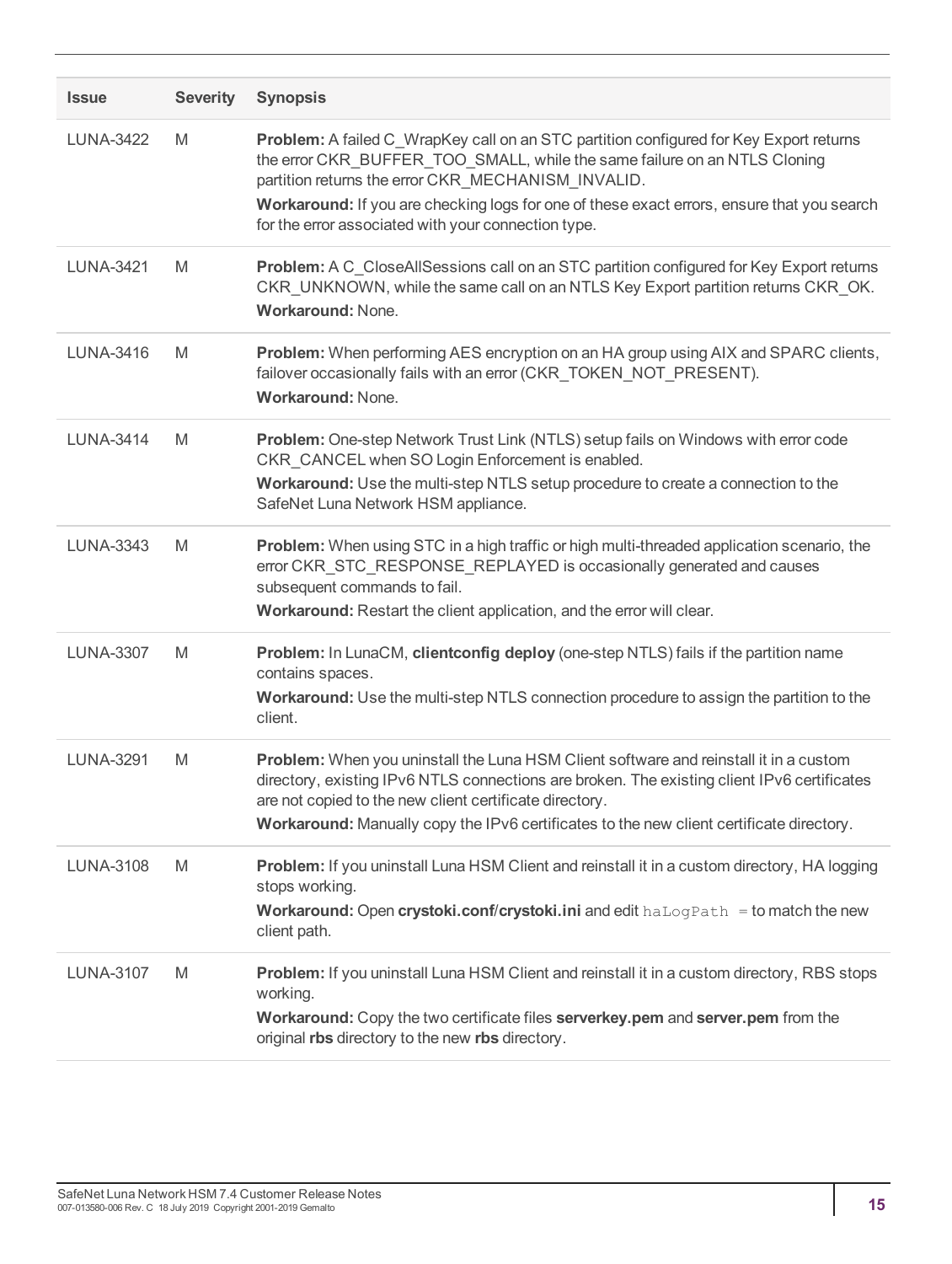| Issue | Severity | Synopsis |
|---|---|---|
| LUNA-3422 | M | **Problem:** A failed C_WrapKey call on an STC partition configured for Key Export returns the error CKR_BUFFER_TOO_SMALL, while the same failure on an NTLS Cloning partition returns the error CKR_MECHANISM_INVALID.<br>**Workaround:** If you are checking logs for one of these exact errors, ensure that you search for the error associated with your connection type. |
| LUNA-3421 | M | **Problem:** A C_CloseAllSessions call on an STC partition configured for Key Export returns CKR_UNKNOWN, while the same call on an NTLS Key Export partition returns CKR_OK.<br>**Workaround:** None. |
| LUNA-3416 | M | **Problem:** When performing AES encryption on an HA group using AIX and SPARC clients, failover occasionally fails with an error (CKR_TOKEN_NOT_PRESENT).<br>**Workaround:** None. |
| LUNA-3414 | M | **Problem:** One-step Network Trust Link (NTLS) setup fails on Windows with error code CKR_CANCEL when SO Login Enforcement is enabled.<br>**Workaround:** Use the multi-step NTLS setup procedure to create a connection to the SafeNet Luna Network HSM appliance. |
| LUNA-3343 | M | **Problem:** When using STC in a high traffic or high multi-threaded application scenario, the error CKR_STC_RESPONSE_REPLAYED is occasionally generated and causes subsequent commands to fail.<br>**Workaround:** Restart the client application, and the error will clear. |
| LUNA-3307 | M | **Problem:** In LunaCM, **clientconfig deploy** (one-step NTLS) fails if the partition name contains spaces.<br>**Workaround:** Use the multi-step NTLS connection procedure to assign the partition to the client. |
| LUNA-3291 | M | **Problem:** When you uninstall the Luna HSM Client software and reinstall it in a custom directory, existing IPv6 NTLS connections are broken. The existing client IPv6 certificates are not copied to the new client certificate directory.<br>**Workaround:** Manually copy the IPv6 certificates to the new client certificate directory. |
| LUNA-3108 | M | **Problem:** If you uninstall Luna HSM Client and reinstall it in a custom directory, HA logging stops working.<br>**Workaround:** Open **crystoki.conf**/**crystoki.ini** and edit `haLogPath =` to match the new client path. |
| LUNA-3107 | M | **Problem:** If you uninstall Luna HSM Client and reinstall it in a custom directory, RBS stops working.<br>**Workaround:** Copy the two certificate files **serverkey.pem** and **server.pem** from the original **rbs** directory to the new **rbs** directory. |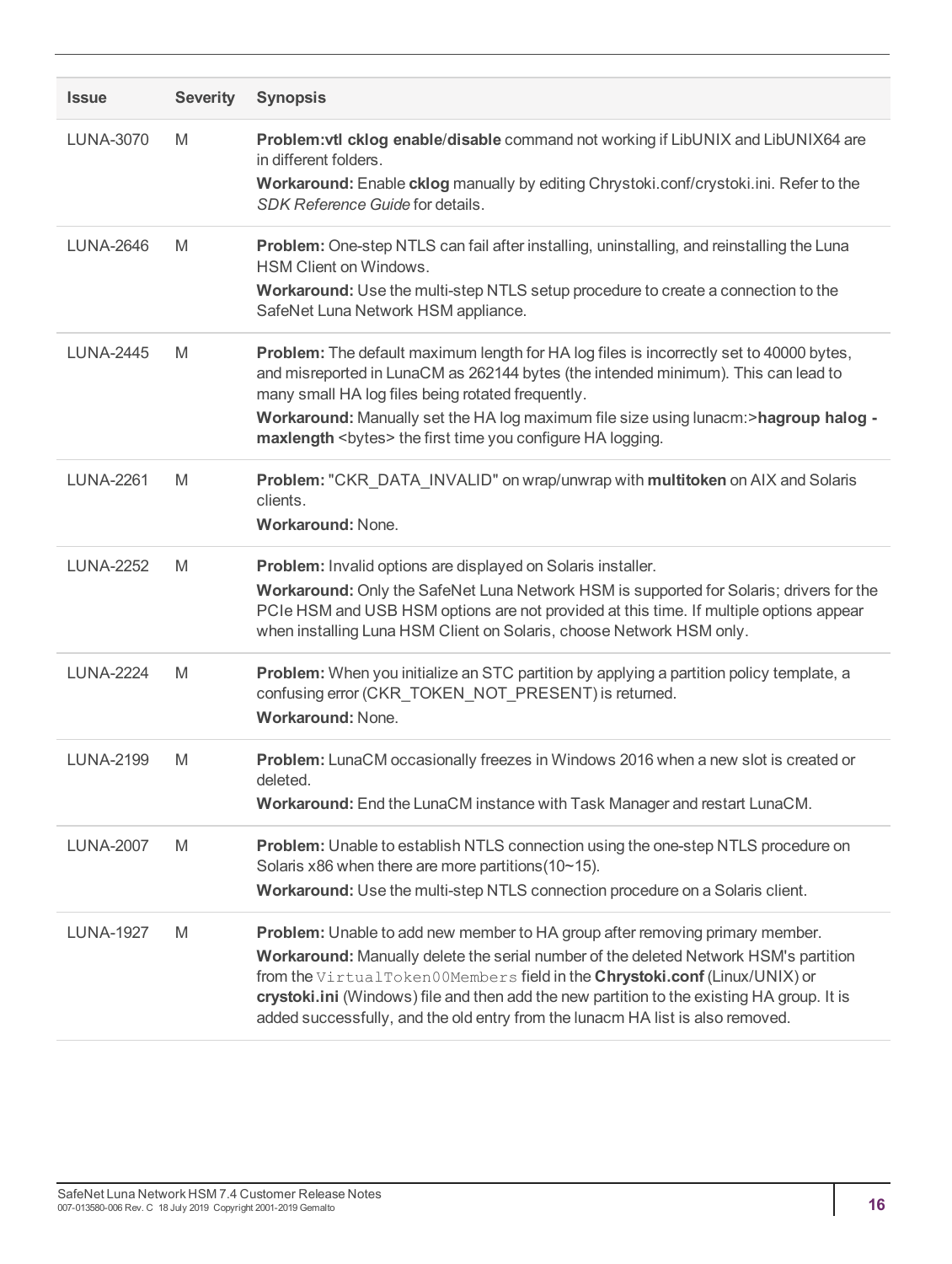| Issue | Severity | Synopsis |
|---|---|---|
| LUNA-3070 | M | **Problem:vtl cklog enable**/**disable** command not working if LibUNIX and LibUNIX64 are in different folders.<br>**Workaround:** Enable **cklog** manually by editing Chrystoki.conf/crystoki.ini. Refer to the *SDK Reference Guide* for details. |
| LUNA-2646 | M | **Problem:** One-step NTLS can fail after installing, uninstalling, and reinstalling the Luna HSM Client on Windows.<br>**Workaround:** Use the multi-step NTLS setup procedure to create a connection to the SafeNet Luna Network HSM appliance. |
| LUNA-2445 | M | **Problem:** The default maximum length for HA log files is incorrectly set to 40000 bytes, and misreported in LunaCM as 262144 bytes (the intended minimum). This can lead to many small HA log files being rotated frequently.<br>**Workaround:** Manually set the HA log maximum file size using lunacm:>**hagroup halog -maxlength** <bytes> the first time you configure HA logging. |
| LUNA-2261 | M | **Problem:** "CKR_DATA_INVALID" on wrap/unwrap with **multitoken** on AIX and Solaris clients.<br>**Workaround:** None. |
| LUNA-2252 | M | **Problem:** Invalid options are displayed on Solaris installer.<br>**Workaround:** Only the SafeNet Luna Network HSM is supported for Solaris; drivers for the PCIe HSM and USB HSM options are not provided at this time. If multiple options appear when installing Luna HSM Client on Solaris, choose Network HSM only. |
| LUNA-2224 | M | **Problem:** When you initialize an STC partition by applying a partition policy template, a confusing error (CKR_TOKEN_NOT_PRESENT) is returned.<br>**Workaround:** None. |
| LUNA-2199 | M | **Problem:** LunaCM occasionally freezes in Windows 2016 when a new slot is created or deleted.<br>**Workaround:** End the LunaCM instance with Task Manager and restart LunaCM. |
| LUNA-2007 | M | **Problem:** Unable to establish NTLS connection using the one-step NTLS procedure on Solaris x86 when there are more partitions(10~15).<br>**Workaround:** Use the multi-step NTLS connection procedure on a Solaris client. |
| LUNA-1927 | M | **Problem:** Unable to add new member to HA group after removing primary member.<br>**Workaround:** Manually delete the serial number of the deleted Network HSM's partition from the `VirtualToken00Members` field in the **Chrystoki.conf** (Linux/UNIX) or **crystoki.ini** (Windows) file and then add the new partition to the existing HA group. It is added successfully, and the old entry from the lunacm HA list is also removed. |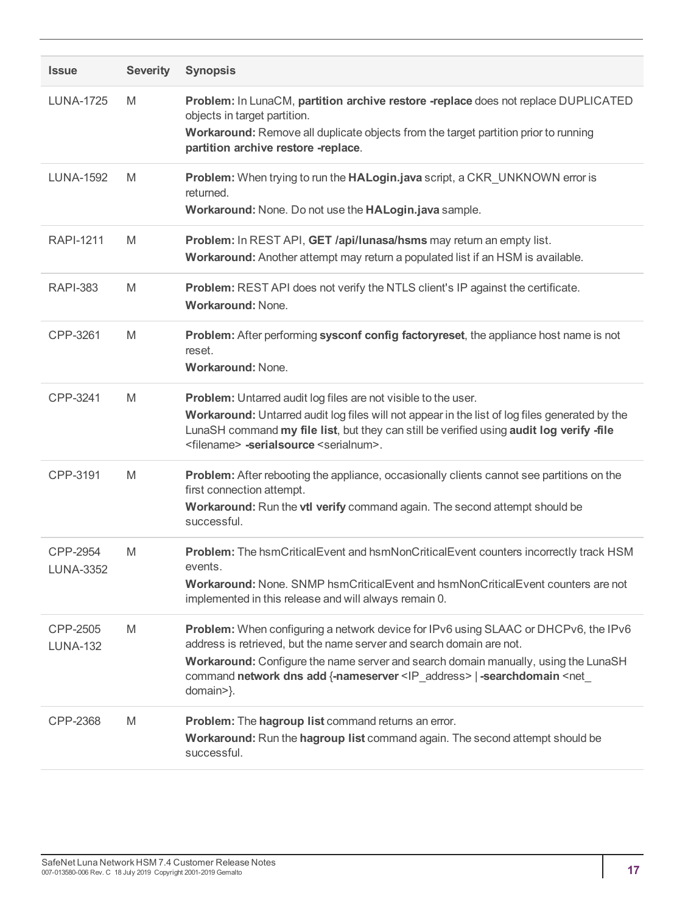| Issue | Severity | Synopsis |
|---|---|---|
| LUNA-1725 | M | **Problem:** In LunaCM, **partition archive restore -replace** does not replace DUPLICATED objects in target partition.<br>**Workaround:** Remove all duplicate objects from the target partition prior to running **partition archive restore -replace**. |
| LUNA-1592 | M | **Problem:** When trying to run the **HALogin.java** script, a CKR_UNKNOWN error is returned.<br>**Workaround:** None. Do not use the **HALogin.java** sample. |
| RAPI-1211 | M | **Problem:** In REST API, **GET /api/lunasa/hsms** may return an empty list.<br>**Workaround:** Another attempt may return a populated list if an HSM is available. |
| RAPI-383 | M | **Problem:** REST API does not verify the NTLS client's IP against the certificate.<br>**Workaround:** None. |
| CPP-3261 | M | **Problem:** After performing **sysconf config factoryreset**, the appliance host name is not reset.<br>**Workaround:** None. |
| CPP-3241 | M | **Problem:** Untarred audit log files are not visible to the user.<br>**Workaround:** Untarred audit log files will not appear in the list of log files generated by the LunaSH command **my file list**, but they can still be verified using **audit log verify -file** <filename> **-serialsource** <serialnum>. |
| CPP-3191 | M | **Problem:** After rebooting the appliance, occasionally clients cannot see partitions on the first connection attempt.<br>**Workaround:** Run the **vtl verify** command again. The second attempt should be successful. |
| CPP-2954<br>LUNA-3352 | M | **Problem:** The hsmCriticalEvent and hsmNonCriticalEvent counters incorrectly track HSM events.<br>**Workaround:** None. SNMP hsmCriticalEvent and hsmNonCriticalEvent counters are not implemented in this release and will always remain 0. |
| CPP-2505<br>LUNA-132 | M | **Problem:** When configuring a network device for IPv6 using SLAAC or DHCPv6, the IPv6 address is retrieved, but the name server and search domain are not.<br>**Workaround:** Configure the name server and search domain manually, using the LunaSH command **network dns add** {**-nameserver** <IP_address> \| **-searchdomain** <net_domain>}. |
| CPP-2368 | M | **Problem:** The **hagroup list** command returns an error.<br>**Workaround:** Run the **hagroup list** command again. The second attempt should be successful. |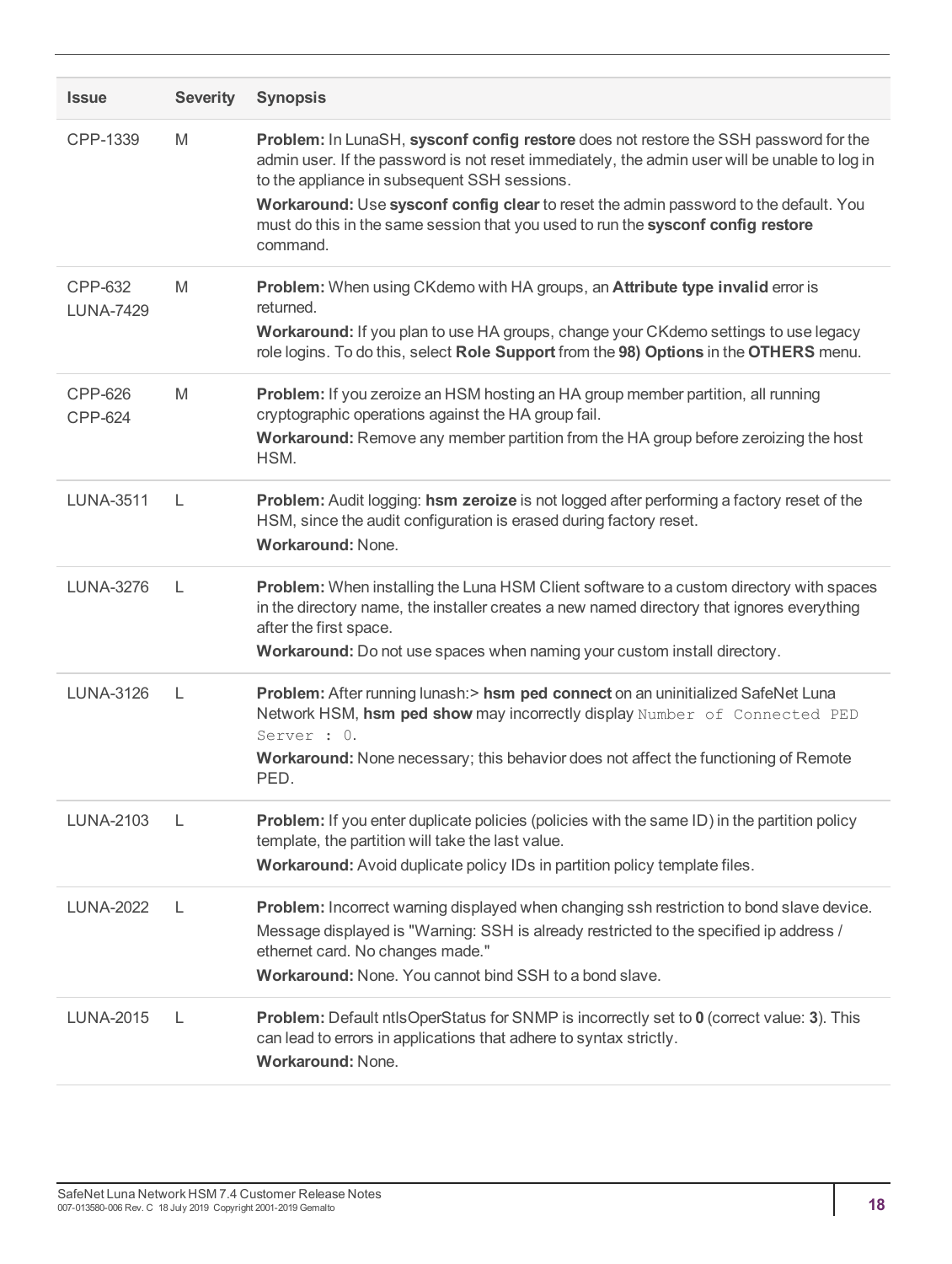| Issue | Severity | Synopsis |
|---|---|---|
| CPP-1339 | M | **Problem:** In LunaSH, **sysconf config restore** does not restore the SSH password for the admin user. If the password is not reset immediately, the admin user will be unable to log in to the appliance in subsequent SSH sessions.<br>**Workaround:** Use **sysconf config clear** to reset the admin password to the default. You must do this in the same session that you used to run the **sysconf config restore** command. |
| CPP-632<br>LUNA-7429 | M | **Problem:** When using CKdemo with HA groups, an **Attribute type invalid** error is returned.<br>**Workaround:** If you plan to use HA groups, change your CKdemo settings to use legacy role logins. To do this, select **Role Support** from the **98) Options** in the **OTHERS** menu. |
| CPP-626<br>CPP-624 | M | **Problem:** If you zeroize an HSM hosting an HA group member partition, all running cryptographic operations against the HA group fail.<br>**Workaround:** Remove any member partition from the HA group before zeroizing the host HSM. |
| LUNA-3511 | L | **Problem:** Audit logging: **hsm zeroize** is not logged after performing a factory reset of the HSM, since the audit configuration is erased during factory reset.<br>**Workaround:** None. |
| LUNA-3276 | L | **Problem:** When installing the Luna HSM Client software to a custom directory with spaces in the directory name, the installer creates a new named directory that ignores everything after the first space.<br>**Workaround:** Do not use spaces when naming your custom install directory. |
| LUNA-3126 | L | **Problem:** After running lunash:> **hsm ped connect** on an uninitialized SafeNet Luna Network HSM, **hsm ped show** may incorrectly display `Number of Connected PED Server : 0`.<br>**Workaround:** None necessary; this behavior does not affect the functioning of Remote PED. |
| LUNA-2103 | L | **Problem:** If you enter duplicate policies (policies with the same ID) in the partition policy template, the partition will take the last value.<br>**Workaround:** Avoid duplicate policy IDs in partition policy template files. |
| LUNA-2022 | L | **Problem:** Incorrect warning displayed when changing ssh restriction to bond slave device. Message displayed is "Warning: SSH is already restricted to the specified ip address / ethernet card. No changes made."<br>**Workaround:** None. You cannot bind SSH to a bond slave. |
| LUNA-2015 | L | **Problem:** Default ntlsOperStatus for SNMP is incorrectly set to **0** (correct value: **3**). This can lead to errors in applications that adhere to syntax strictly.<br>**Workaround:** None. |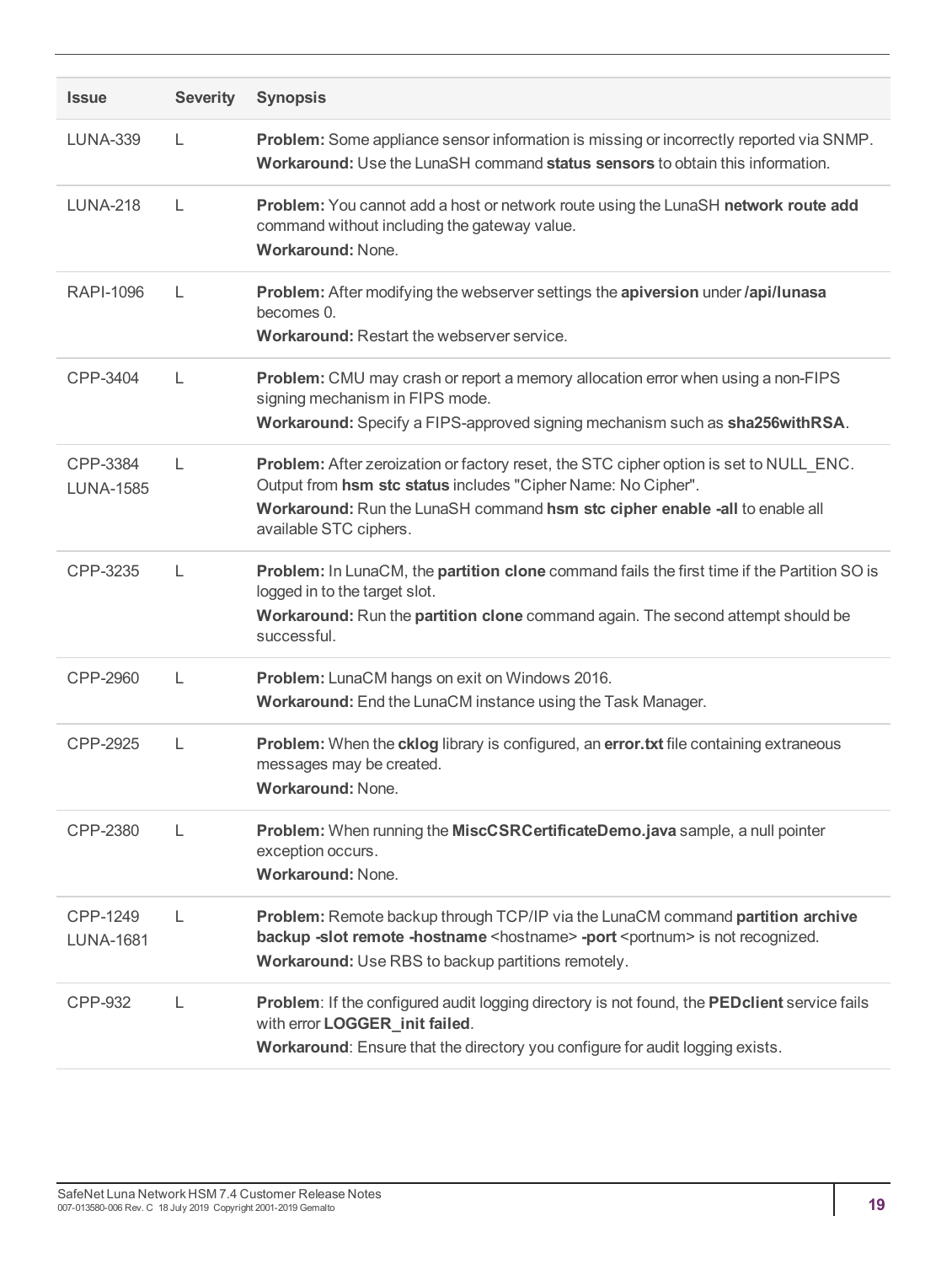| Issue | Severity | Synopsis |
| --- | --- | --- |
| LUNA-339 | L | **Problem:** Some appliance sensor information is missing or incorrectly reported via SNMP.<br>**Workaround:** Use the LunaSH command **status sensors** to obtain this information. |
| LUNA-218 | L | **Problem:** You cannot add a host or network route using the LunaSH **network route add** command without including the gateway value.<br>**Workaround:** None. |
| RAPI-1096 | L | **Problem:** After modifying the webserver settings the **apiversion** under **/api/lunasa** becomes 0.<br>**Workaround:** Restart the webserver service. |
| CPP-3404 | L | **Problem:** CMU may crash or report a memory allocation error when using a non-FIPS signing mechanism in FIPS mode.<br>**Workaround:** Specify a FIPS-approved signing mechanism such as **sha256withRSA**. |
| CPP-3384<br>LUNA-1585 | L | **Problem:** After zeroization or factory reset, the STC cipher option is set to NULL_ENC. Output from **hsm stc status** includes "Cipher Name: No Cipher".<br>**Workaround:** Run the LunaSH command **hsm stc cipher enable -all** to enable all available STC ciphers. |
| CPP-3235 | L | **Problem:** In LunaCM, the **partition clone** command fails the first time if the Partition SO is logged in to the target slot.<br>**Workaround:** Run the **partition clone** command again. The second attempt should be successful. |
| CPP-2960 | L | **Problem:** LunaCM hangs on exit on Windows 2016.<br>**Workaround:** End the LunaCM instance using the Task Manager. |
| CPP-2925 | L | **Problem:** When the **cklog** library is configured, an **error.txt** file containing extraneous messages may be created.<br>**Workaround:** None. |
| CPP-2380 | L | **Problem:** When running the **MiscCSRCertificateDemo.java** sample, a null pointer exception occurs.<br>**Workaround:** None. |
| CPP-1249<br>LUNA-1681 | L | **Problem:** Remote backup through TCP/IP via the LunaCM command **partition archive backup -slot remote -hostname** <hostname> **-port** <portnum> is not recognized.<br>**Workaround:** Use RBS to backup partitions remotely. |
| CPP-932 | L | **Problem**: If the configured audit logging directory is not found, the **PEDclient** service fails with error **LOGGER_init failed**.<br>**Workaround**: Ensure that the directory you configure for audit logging exists. |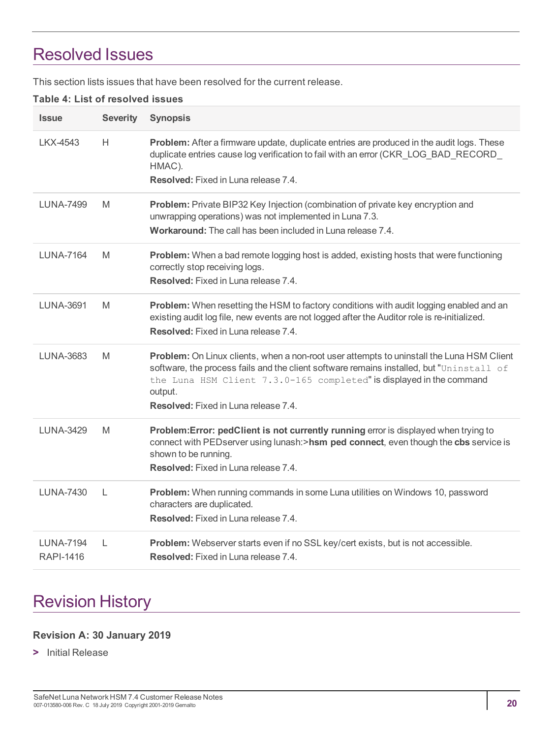# Resolved Issues

This section lists issues that have been resolved for the current release.

**Table 4: List of resolved issues**

| Issue | Severity | Synopsis |
|---|---|---|
| LKX-4543 | H | **Problem:** After a firmware update, duplicate entries are produced in the audit logs. These duplicate entries cause log verification to fail with an error (CKR_LOG_BAD_RECORD_HMAC).<br>**Resolved:** Fixed in Luna release 7.4. |
| LUNA-7499 | M | **Problem:** Private BIP32 Key Injection (combination of private key encryption and unwrapping operations) was not implemented in Luna 7.3.<br>**Workaround:** The call has been included in Luna release 7.4. |
| LUNA-7164 | M | **Problem:** When a bad remote logging host is added, existing hosts that were functioning correctly stop receiving logs.<br>**Resolved:** Fixed in Luna release 7.4. |
| LUNA-3691 | M | **Problem:** When resetting the HSM to factory conditions with audit logging enabled and an existing audit log file, new events are not logged after the Auditor role is re-initialized.<br>**Resolved:** Fixed in Luna release 7.4. |
| LUNA-3683 | M | **Problem:** On Linux clients, when a non-root user attempts to uninstall the Luna HSM Client software, the process fails and the client software remains installed, but "`Uninstall of the Luna HSM Client 7.3.0-165 completed`" is displayed in the command output.<br>**Resolved:** Fixed in Luna release 7.4. |
| LUNA-3429 | M | **Problem:Error: pedClient is not currently running** error is displayed when trying to connect with PEDserver using lunash:>**hsm ped connect**, even though the **cbs** service is shown to be running.<br>**Resolved:** Fixed in Luna release 7.4. |
| LUNA-7430 | L | **Problem:** When running commands in some Luna utilities on Windows 10, password characters are duplicated.<br>**Resolved:** Fixed in Luna release 7.4. |
| LUNA-7194<br>RAPI-1416 | L | **Problem:** Webserver starts even if no SSL key/cert exists, but is not accessible.<br>**Resolved:** Fixed in Luna release 7.4. |

# Revision History

### Revision A: 30 January 2019

> Initial Release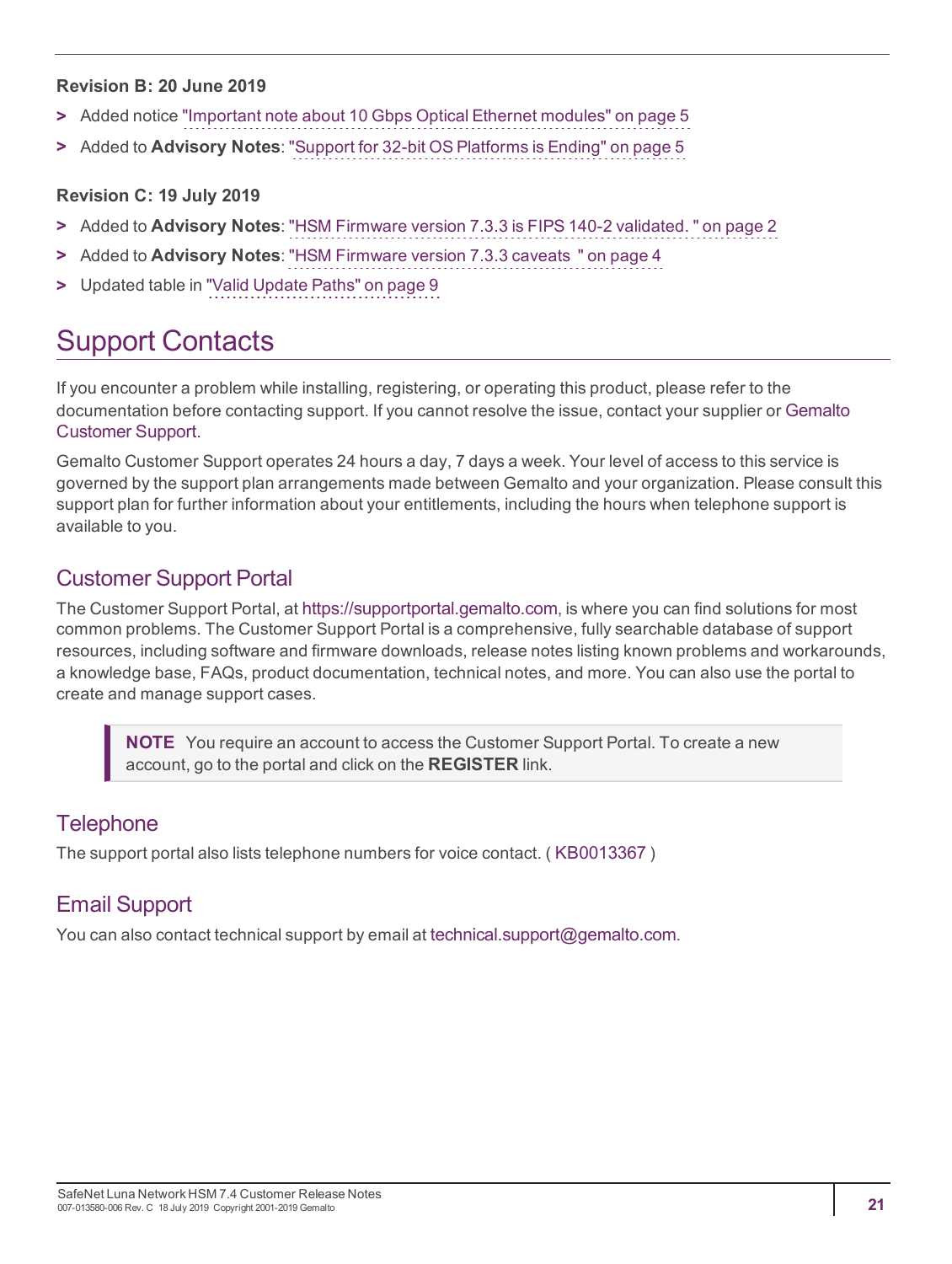**Revision B: 20 June 2019**

- Added notice "Important note about 10 Gbps Optical Ethernet modules" on page 5
- Added to **Advisory Notes**: "Support for 32-bit OS Platforms is Ending" on page 5

**Revision C: 19 July 2019**

- Added to **Advisory Notes**: "HSM Firmware version 7.3.3 is FIPS 140-2 validated. " on page 2
- Added to **Advisory Notes**: "HSM Firmware version 7.3.3 caveats " on page 4
- Updated table in "Valid Update Paths" on page 9

# Support Contacts

If you encounter a problem while installing, registering, or operating this product, please refer to the documentation before contacting support. If you cannot resolve the issue, contact your supplier or Gemalto Customer Support.

Gemalto Customer Support operates 24 hours a day, 7 days a week. Your level of access to this service is governed by the support plan arrangements made between Gemalto and your organization. Please consult this support plan for further information about your entitlements, including the hours when telephone support is available to you.

## Customer Support Portal

The Customer Support Portal, at https://supportportal.gemalto.com, is where you can find solutions for most common problems. The Customer Support Portal is a comprehensive, fully searchable database of support resources, including software and firmware downloads, release notes listing known problems and workarounds, a knowledge base, FAQs, product documentation, technical notes, and more. You can also use the portal to create and manage support cases.

> **NOTE** You require an account to access the Customer Support Portal. To create a new account, go to the portal and click on the **REGISTER** link.

## Telephone

The support portal also lists telephone numbers for voice contact. ( KB0013367 )

## Email Support

You can also contact technical support by email at technical.support@gemalto.com.